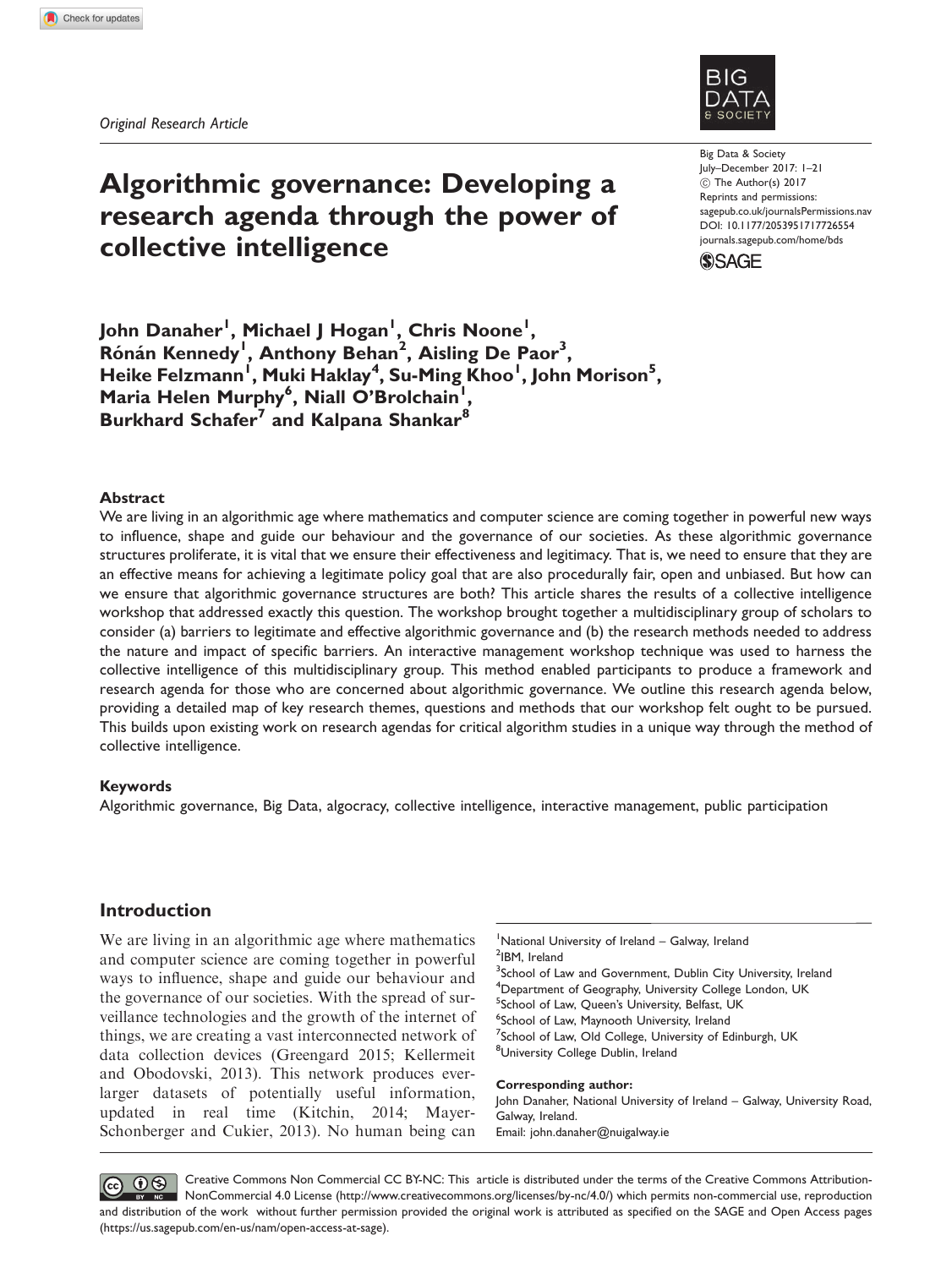*Original Research Article*

# Algorithmic governance: Developing a research agenda through the power of collective intelligence

Big Data & Society
July–December 2017: 1–21
© The Author(s) 2017
Reprints and permissions: sagepub.co.uk/journalsPermissions.nav
DOI: 10.1177/2053951717726554
journals.sagepub.com/home/bds

**John Danaher[1], Michael J Hogan[1], Chris Noone[1], Rónán Kennedy[1], Anthony Behan[2], Aisling De Paor[3], Heike Felzmann[1], Muki Haklay[4], Su-Ming Khoo[1], John Morison[5], Maria Helen Murphy[6], Niall O'Brolchain[1], Burkhard Schafer[7] and Kalpana Shankar[8]**

## Abstract

We are living in an algorithmic age where mathematics and computer science are coming together in powerful new ways to influence, shape and guide our behaviour and the governance of our societies. As these algorithmic governance structures proliferate, it is vital that we ensure their effectiveness and legitimacy. That is, we need to ensure that they are an effective means for achieving a legitimate policy goal that are also procedurally fair, open and unbiased. But how can we ensure that algorithmic governance structures are both? This article shares the results of a collective intelligence workshop that addressed exactly this question. The workshop brought together a multidisciplinary group of scholars to consider (a) barriers to legitimate and effective algorithmic governance and (b) the research methods needed to address the nature and impact of specific barriers. An interactive management workshop technique was used to harness the collective intelligence of this multidisciplinary group. This method enabled participants to produce a framework and research agenda for those who are concerned about algorithmic governance. We outline this research agenda below, providing a detailed map of key research themes, questions and methods that our workshop felt ought to be pursued. This builds upon existing work on research agendas for critical algorithm studies in a unique way through the method of collective intelligence.

## Keywords

Algorithmic governance, Big Data, algocracy, collective intelligence, interactive management, public participation

## Introduction

We are living in an algorithmic age where mathematics and computer science are coming together in powerful new ways to influence, shape and guide our behaviour and the governance of our societies. With the spread of surveillance technologies and the growth of the internet of things, we are creating a vast interconnected network of data collection devices (Greengard 2015; Kellermeit and Obodovski, 2013). This network produces ever-larger datasets of potentially useful information, updated in real time (Kitchin, 2014; Mayer-Schonberger and Cukier, 2013). No human being can

[1]National University of Ireland – Galway, Ireland
[2]IBM, Ireland
[3]School of Law and Government, Dublin City University, Ireland
[4]Department of Geography, University College London, UK
[5]School of Law, Queen's University, Belfast, UK
[6]School of Law, Maynooth University, Ireland
[7]School of Law, Old College, University of Edinburgh, UK
[8]University College Dublin, Ireland

**Corresponding author:**
John Danaher, National University of Ireland – Galway, University Road, Galway, Ireland.
Email: john.danaher@nuigalway.ie

Creative Commons Non Commercial CC BY-NC: This article is distributed under the terms of the Creative Commons Attribution-NonCommercial 4.0 License (http://www.creativecommons.org/licenses/by-nc/4.0/) which permits non-commercial use, reproduction and distribution of the work without further permission provided the original work is attributed as specified on the SAGE and Open Access pages (https://us.sagepub.com/en-us/nam/open-access-at-sage).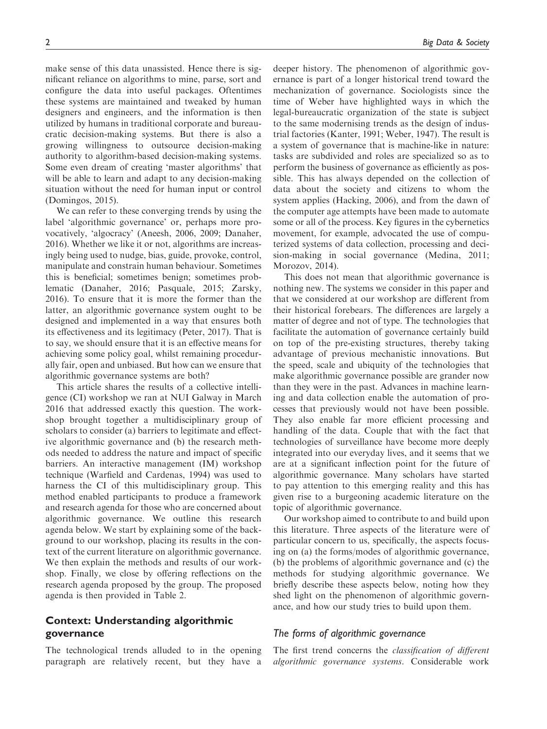make sense of this data unassisted. Hence there is significant reliance on algorithms to mine, parse, sort and configure the data into useful packages. Oftentimes these systems are maintained and tweaked by human designers and engineers, and the information is then utilized by humans in traditional corporate and bureaucratic decision-making systems. But there is also a growing willingness to outsource decision-making authority to algorithm-based decision-making systems. Some even dream of creating 'master algorithms' that will be able to learn and adapt to any decision-making situation without the need for human input or control (Domingos, 2015).

We can refer to these converging trends by using the label 'algorithmic governance' or, perhaps more provocatively, 'algocracy' (Aneesh, 2006, 2009; Danaher, 2016). Whether we like it or not, algorithms are increasingly being used to nudge, bias, guide, provoke, control, manipulate and constrain human behaviour. Sometimes this is beneficial; sometimes benign; sometimes problematic (Danaher, 2016; Pasquale, 2015; Zarsky, 2016). To ensure that it is more the former than the latter, an algorithmic governance system ought to be designed and implemented in a way that ensures both its effectiveness and its legitimacy (Peter, 2017). That is to say, we should ensure that it is an effective means for achieving some policy goal, whilst remaining procedurally fair, open and unbiased. But how can we ensure that algorithmic governance systems are both?

This article shares the results of a collective intelligence (CI) workshop we ran at NUI Galway in March 2016 that addressed exactly this question. The workshop brought together a multidisciplinary group of scholars to consider (a) barriers to legitimate and effective algorithmic governance and (b) the research methods needed to address the nature and impact of specific barriers. An interactive management (IM) workshop technique (Warfield and Cardenas, 1994) was used to harness the CI of this multidisciplinary group. This method enabled participants to produce a framework and research agenda for those who are concerned about algorithmic governance. We outline this research agenda below. We start by explaining some of the background to our workshop, placing its results in the context of the current literature on algorithmic governance. We then explain the methods and results of our workshop. Finally, we close by offering reflections on the research agenda proposed by the group. The proposed agenda is then provided in Table 2.

## Context: Understanding algorithmic governance

The technological trends alluded to in the opening paragraph are relatively recent, but they have a deeper history. The phenomenon of algorithmic governance is part of a longer historical trend toward the mechanization of governance. Sociologists since the time of Weber have highlighted ways in which the legal-bureaucratic organization of the state is subject to the same modernising trends as the design of industrial factories (Kanter, 1991; Weber, 1947). The result is a system of governance that is machine-like in nature: tasks are subdivided and roles are specialized so as to perform the business of governance as efficiently as possible. This has always depended on the collection of data about the society and citizens to whom the system applies (Hacking, 2006), and from the dawn of the computer age attempts have been made to automate some or all of the process. Key figures in the cybernetics movement, for example, advocated the use of computerized systems of data collection, processing and decision-making in social governance (Medina, 2011; Morozov, 2014).

This does not mean that algorithmic governance is nothing new. The systems we consider in this paper and that we considered at our workshop are different from their historical forebears. The differences are largely a matter of degree and not of type. The technologies that facilitate the automation of governance certainly build on top of the pre-existing structures, thereby taking advantage of previous mechanistic innovations. But the speed, scale and ubiquity of the technologies that make algorithmic governance possible are grander now than they were in the past. Advances in machine learning and data collection enable the automation of processes that previously would not have been possible. They also enable far more efficient processing and handling of the data. Couple that with the fact that technologies of surveillance have become more deeply integrated into our everyday lives, and it seems that we are at a significant inflection point for the future of algorithmic governance. Many scholars have started to pay attention to this emerging reality and this has given rise to a burgeoning academic literature on the topic of algorithmic governance.

Our workshop aimed to contribute to and build upon this literature. Three aspects of the literature were of particular concern to us, specifically, the aspects focusing on (a) the forms/modes of algorithmic governance, (b) the problems of algorithmic governance and (c) the methods for studying algorithmic governance. We briefly describe these aspects below, noting how they shed light on the phenomenon of algorithmic governance, and how our study tries to build upon them.

### The forms of algorithmic governance

The first trend concerns the *classification of different algorithmic governance systems*. Considerable work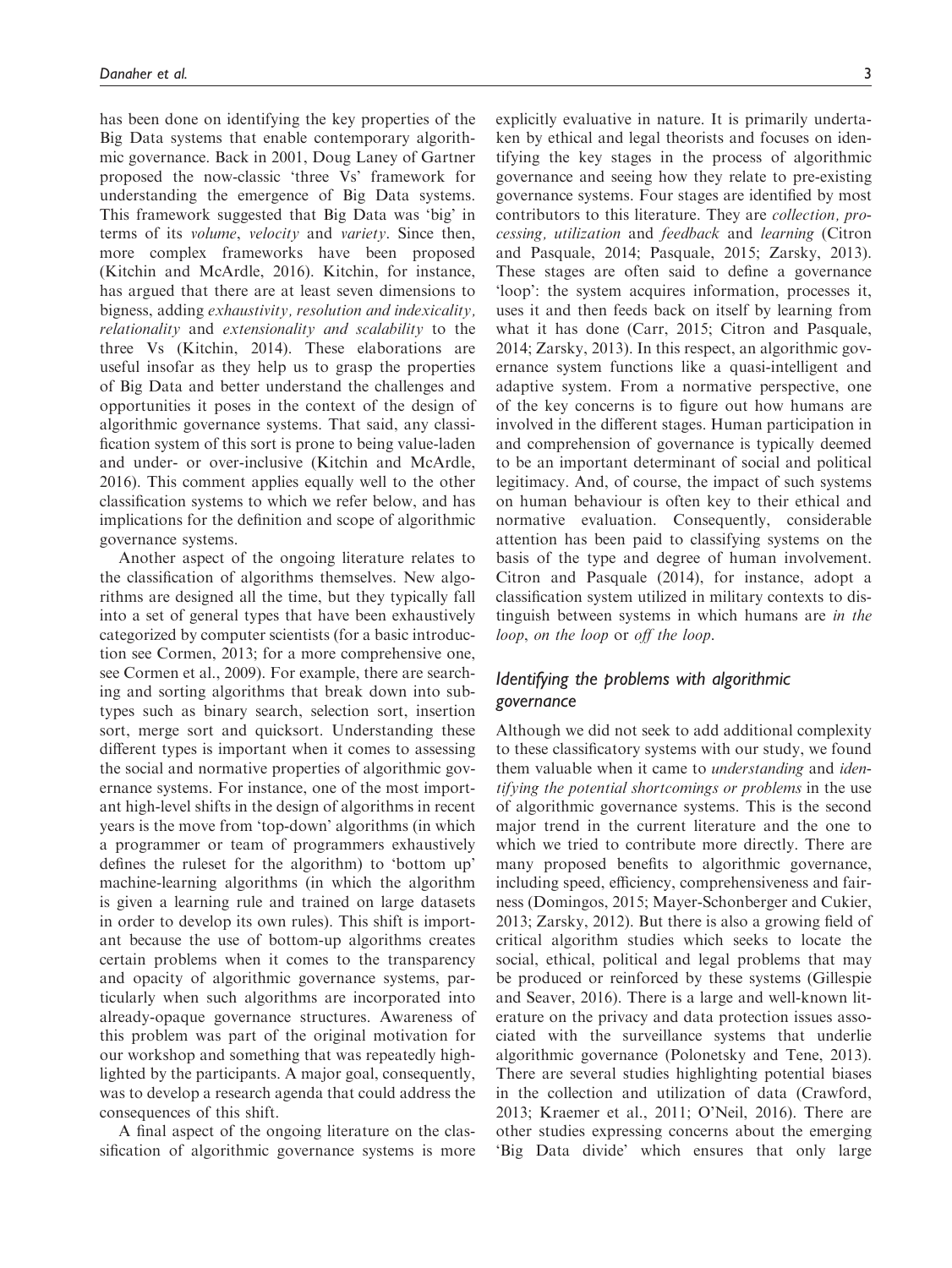has been done on identifying the key properties of the Big Data systems that enable contemporary algorithmic governance. Back in 2001, Doug Laney of Gartner proposed the now-classic 'three Vs' framework for understanding the emergence of Big Data systems. This framework suggested that Big Data was 'big' in terms of its *volume*, *velocity* and *variety*. Since then, more complex frameworks have been proposed (Kitchin and McArdle, 2016). Kitchin, for instance, has argued that there are at least seven dimensions to bigness, adding *exhaustivity, resolution and indexicality, relationality* and *extensionality and scalability* to the three Vs (Kitchin, 2014). These elaborations are useful insofar as they help us to grasp the properties of Big Data and better understand the challenges and opportunities it poses in the context of the design of algorithmic governance systems. That said, any classification system of this sort is prone to being value-laden and under- or over-inclusive (Kitchin and McArdle, 2016). This comment applies equally well to the other classification systems to which we refer below, and has implications for the definition and scope of algorithmic governance systems.

Another aspect of the ongoing literature relates to the classification of algorithms themselves. New algorithms are designed all the time, but they typically fall into a set of general types that have been exhaustively categorized by computer scientists (for a basic introduction see Cormen, 2013; for a more comprehensive one, see Cormen et al., 2009). For example, there are searching and sorting algorithms that break down into subtypes such as binary search, selection sort, insertion sort, merge sort and quicksort. Understanding these different types is important when it comes to assessing the social and normative properties of algorithmic governance systems. For instance, one of the most important high-level shifts in the design of algorithms in recent years is the move from 'top-down' algorithms (in which a programmer or team of programmers exhaustively defines the ruleset for the algorithm) to 'bottom up' machine-learning algorithms (in which the algorithm is given a learning rule and trained on large datasets in order to develop its own rules). This shift is important because the use of bottom-up algorithms creates certain problems when it comes to the transparency and opacity of algorithmic governance systems, particularly when such algorithms are incorporated into already-opaque governance structures. Awareness of this problem was part of the original motivation for our workshop and something that was repeatedly highlighted by the participants. A major goal, consequently, was to develop a research agenda that could address the consequences of this shift.

A final aspect of the ongoing literature on the classification of algorithmic governance systems is more explicitly evaluative in nature. It is primarily undertaken by ethical and legal theorists and focuses on identifying the key stages in the process of algorithmic governance and seeing how they relate to pre-existing governance systems. Four stages are identified by most contributors to this literature. They are *collection, processing, utilization* and *feedback* and *learning* (Citron and Pasquale, 2014; Pasquale, 2015; Zarsky, 2013). These stages are often said to define a governance 'loop': the system acquires information, processes it, uses it and then feeds back on itself by learning from what it has done (Carr, 2015; Citron and Pasquale, 2014; Zarsky, 2013). In this respect, an algorithmic governance system functions like a quasi-intelligent and adaptive system. From a normative perspective, one of the key concerns is to figure out how humans are involved in the different stages. Human participation in and comprehension of governance is typically deemed to be an important determinant of social and political legitimacy. And, of course, the impact of such systems on human behaviour is often key to their ethical and normative evaluation. Consequently, considerable attention has been paid to classifying systems on the basis of the type and degree of human involvement. Citron and Pasquale (2014), for instance, adopt a classification system utilized in military contexts to distinguish between systems in which humans are *in the loop*, *on the loop* or *off the loop*.

### *Identifying the problems with algorithmic governance*

Although we did not seek to add additional complexity to these classificatory systems with our study, we found them valuable when it came to *understanding* and *identifying the potential shortcomings or problems* in the use of algorithmic governance systems. This is the second major trend in the current literature and the one to which we tried to contribute more directly. There are many proposed benefits to algorithmic governance, including speed, efficiency, comprehensiveness and fairness (Domingos, 2015; Mayer-Schonberger and Cukier, 2013; Zarsky, 2012). But there is also a growing field of critical algorithm studies which seeks to locate the social, ethical, political and legal problems that may be produced or reinforced by these systems (Gillespie and Seaver, 2016). There is a large and well-known literature on the privacy and data protection issues associated with the surveillance systems that underlie algorithmic governance (Polonetsky and Tene, 2013). There are several studies highlighting potential biases in the collection and utilization of data (Crawford, 2013; Kraemer et al., 2011; O'Neil, 2016). There are other studies expressing concerns about the emerging 'Big Data divide' which ensures that only large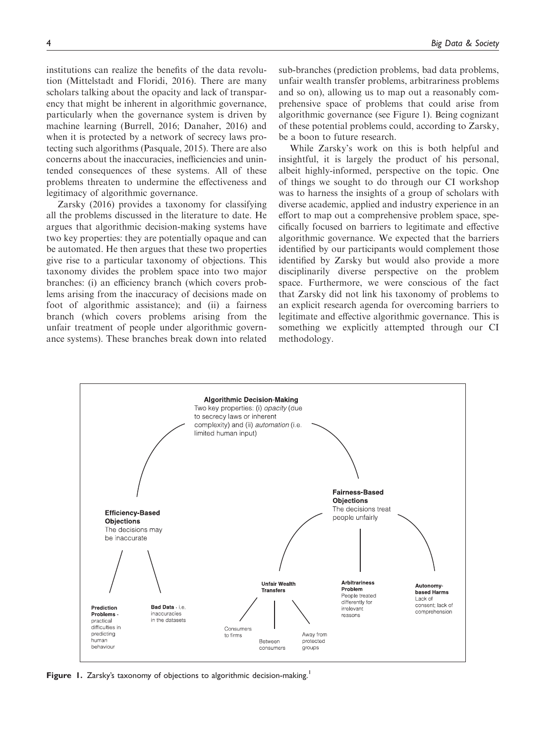institutions can realize the benefits of the data revolution (Mittelstadt and Floridi, 2016). There are many scholars talking about the opacity and lack of transparency that might be inherent in algorithmic governance, particularly when the governance system is driven by machine learning (Burrell, 2016; Danaher, 2016) and when it is protected by a network of secrecy laws protecting such algorithms (Pasquale, 2015). There are also concerns about the inaccuracies, inefficiencies and unintended consequences of these systems. All of these problems threaten to undermine the effectiveness and legitimacy of algorithmic governance.

Zarsky (2016) provides a taxonomy for classifying all the problems discussed in the literature to date. He argues that algorithmic decision-making systems have two key properties: they are potentially opaque and can be automated. He then argues that these two properties give rise to a particular taxonomy of objections. This taxonomy divides the problem space into two major branches: (i) an efficiency branch (which covers problems arising from the inaccuracy of decisions made on foot of algorithmic assistance); and (ii) a fairness branch (which covers problems arising from the unfair treatment of people under algorithmic governance systems). These branches break down into related sub-branches (prediction problems, bad data problems, unfair wealth transfer problems, arbitrariness problems and so on), allowing us to map out a reasonably comprehensive space of problems that could arise from algorithmic governance (see Figure 1). Being cognizant of these potential problems could, according to Zarsky, be a boon to future research.

While Zarsky's work on this is both helpful and insightful, it is largely the product of his personal, albeit highly-informed, perspective on the topic. One of things we sought to do through our CI workshop was to harness the insights of a group of scholars with diverse academic, applied and industry experience in an effort to map out a comprehensive problem space, specifically focused on barriers to legitimate and effective algorithmic governance. We expected that the barriers identified by our participants would complement those identified by Zarsky but would also provide a more disciplinarily diverse perspective on the problem space. Furthermore, we were conscious of the fact that Zarsky did not link his taxonomy of problems to an explicit research agenda for overcoming barriers to legitimate and effective algorithmic governance. This is something we explicitly attempted through our CI methodology.

**Algorithmic Decision-Making**
Two key properties: (i) *opacity* (due to secrecy laws or inherent complexity) and (ii) *automation* (i.e. limited human input)

**Efficiency-Based Objections**
The decisions may be inaccurate

**Prediction Problems** - practical difficulties in predicting human behaviour

**Bad Data** - i.e. inaccuracies in the datasets

**Fairness-Based Objections**
The decisions treat people unfairly

**Unfair Wealth Transfers**

Consumers to firms

Between consumers

Away from protected groups

**Arbitrariness Problem**
People treated differently for irrelevant reasons

**Autonomy-based Harms**
Lack of consent; lack of comprehension

**Figure 1.** Zarsky's taxonomy of objections to algorithmic decision-making.[1]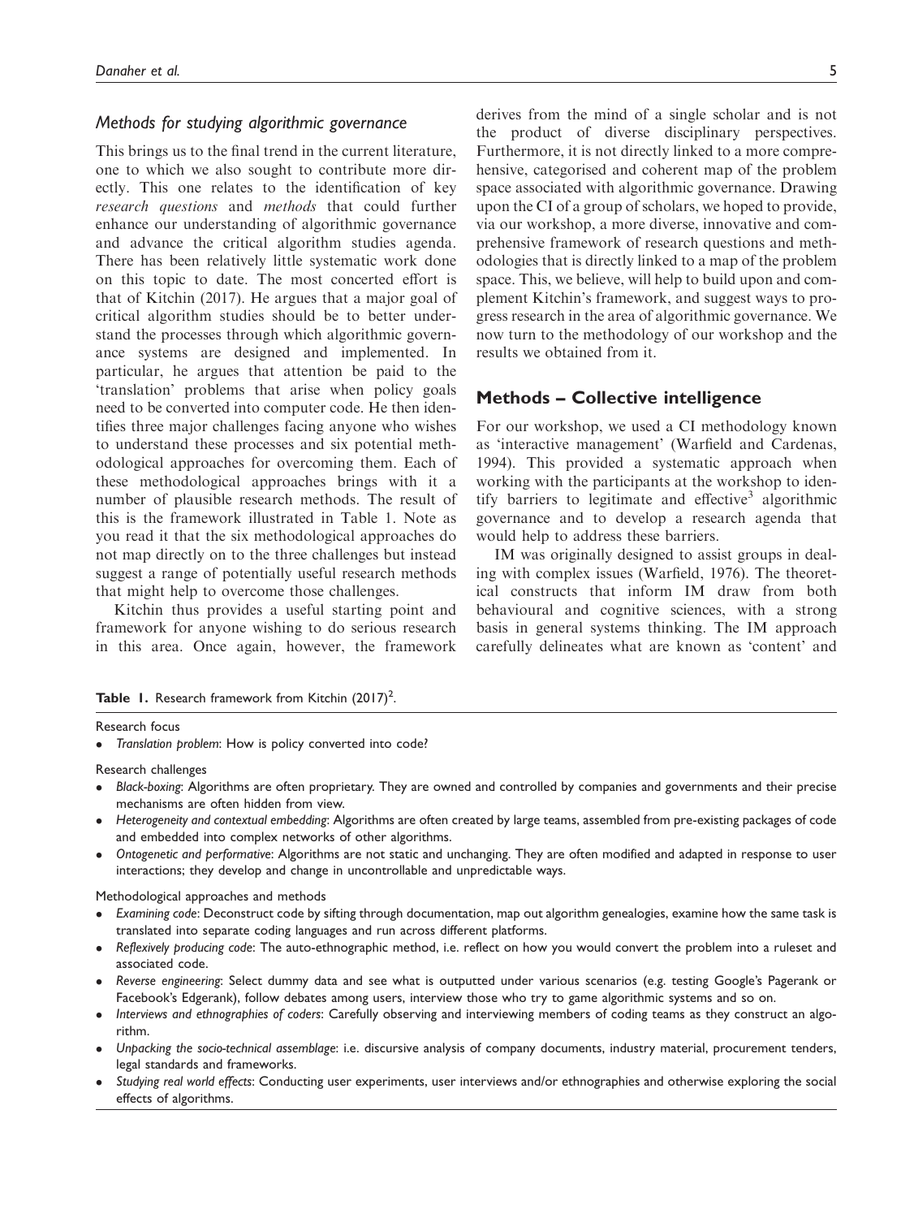### *Methods for studying algorithmic governance*

This brings us to the final trend in the current literature, one to which we also sought to contribute more directly. This one relates to the identification of key *research questions* and *methods* that could further enhance our understanding of algorithmic governance and advance the critical algorithm studies agenda. There has been relatively little systematic work done on this topic to date. The most concerted effort is that of Kitchin (2017). He argues that a major goal of critical algorithm studies should be to better understand the processes through which algorithmic governance systems are designed and implemented. In particular, he argues that attention be paid to the 'translation' problems that arise when policy goals need to be converted into computer code. He then identifies three major challenges facing anyone who wishes to understand these processes and six potential methodological approaches for overcoming them. Each of these methodological approaches brings with it a number of plausible research methods. The result of this is the framework illustrated in Table 1. Note as you read it that the six methodological approaches do not map directly on to the three challenges but instead suggest a range of potentially useful research methods that might help to overcome those challenges.

Kitchin thus provides a useful starting point and framework for anyone wishing to do serious research in this area. Once again, however, the framework derives from the mind of a single scholar and is not the product of diverse disciplinary perspectives. Furthermore, it is not directly linked to a more comprehensive, categorised and coherent map of the problem space associated with algorithmic governance. Drawing upon the CI of a group of scholars, we hoped to provide, via our workshop, a more diverse, innovative and comprehensive framework of research questions and methodologies that is directly linked to a map of the problem space. This, we believe, will help to build upon and complement Kitchin's framework, and suggest ways to progress research in the area of algorithmic governance. We now turn to the methodology of our workshop and the results we obtained from it.

## Methods – Collective intelligence

For our workshop, we used a CI methodology known as 'interactive management' (Warfield and Cardenas, 1994). This provided a systematic approach when working with the participants at the workshop to identify barriers to legitimate and effective[3] algorithmic governance and to develop a research agenda that would help to address these barriers.

IM was originally designed to assist groups in dealing with complex issues (Warfield, 1976). The theoretical constructs that inform IM draw from both behavioural and cognitive sciences, with a strong basis in general systems thinking. The IM approach carefully delineates what are known as 'content' and

**Table 1.** Research framework from Kitchin (2017)[2].

Research focus

- *Translation problem*: How is policy converted into code?

Research challenges

- *Black-boxing*: Algorithms are often proprietary. They are owned and controlled by companies and governments and their precise mechanisms are often hidden from view.
- *Heterogeneity and contextual embedding*: Algorithms are often created by large teams, assembled from pre-existing packages of code and embedded into complex networks of other algorithms.
- *Ontogenetic and performative*: Algorithms are not static and unchanging. They are often modified and adapted in response to user interactions; they develop and change in uncontrollable and unpredictable ways.

Methodological approaches and methods

- *Examining code*: Deconstruct code by sifting through documentation, map out algorithm genealogies, examine how the same task is translated into separate coding languages and run across different platforms.
- *Reflexively producing code*: The auto-ethnographic method, i.e. reflect on how you would convert the problem into a ruleset and associated code.
- *Reverse engineering*: Select dummy data and see what is outputted under various scenarios (e.g. testing Google's Pagerank or Facebook's Edgerank), follow debates among users, interview those who try to game algorithmic systems and so on.
- *Interviews and ethnographies of coders*: Carefully observing and interviewing members of coding teams as they construct an algorithm.
- *Unpacking the socio-technical assemblage*: i.e. discursive analysis of company documents, industry material, procurement tenders, legal standards and frameworks.
- *Studying real world effects*: Conducting user experiments, user interviews and/or ethnographies and otherwise exploring the social effects of algorithms.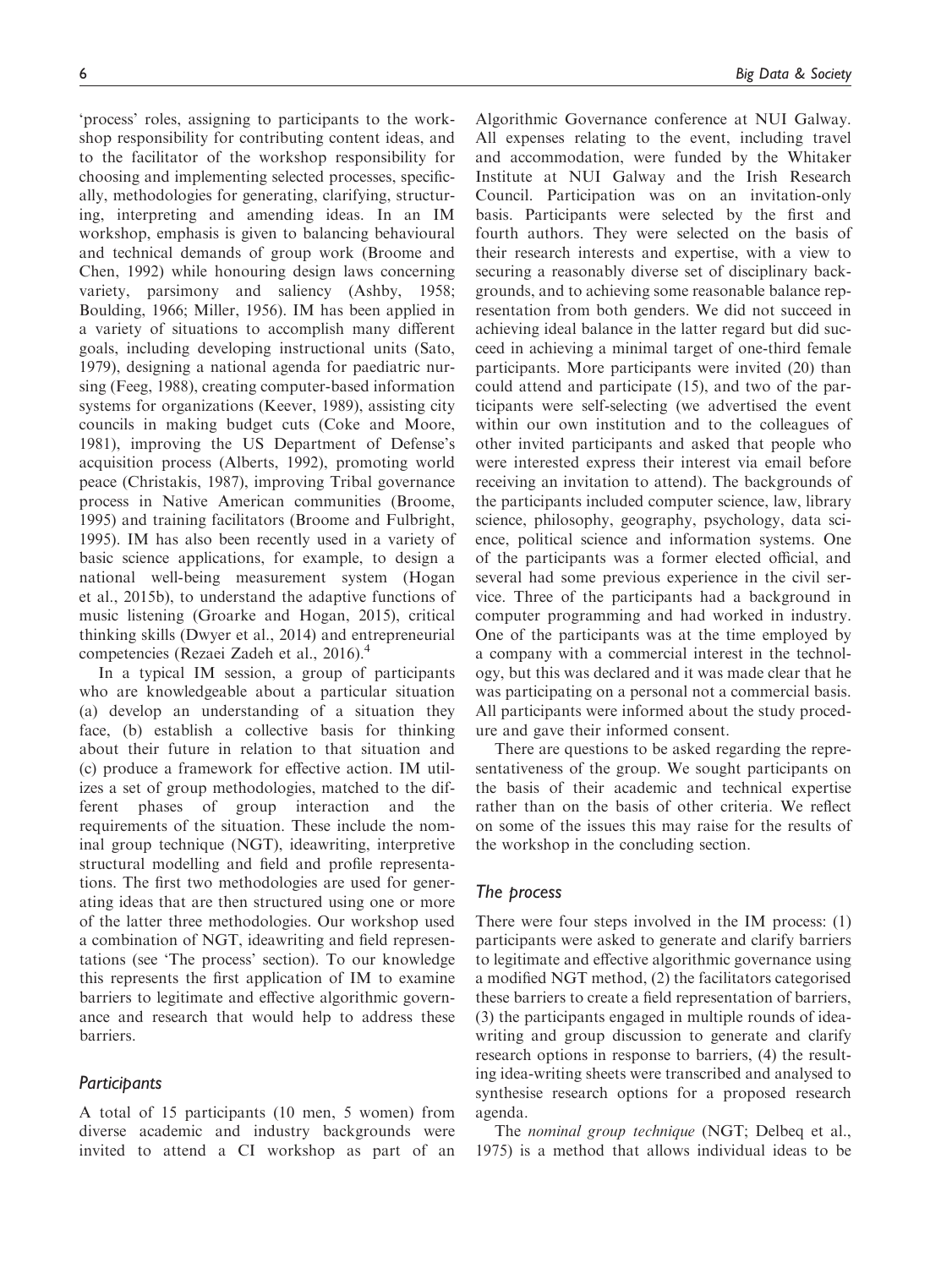'process' roles, assigning to participants to the workshop responsibility for contributing content ideas, and to the facilitator of the workshop responsibility for choosing and implementing selected processes, specifically, methodologies for generating, clarifying, structuring, interpreting and amending ideas. In an IM workshop, emphasis is given to balancing behavioural and technical demands of group work (Broome and Chen, 1992) while honouring design laws concerning variety, parsimony and saliency (Ashby, 1958; Boulding, 1966; Miller, 1956). IM has been applied in a variety of situations to accomplish many different goals, including developing instructional units (Sato, 1979), designing a national agenda for paediatric nursing (Feeg, 1988), creating computer-based information systems for organizations (Keever, 1989), assisting city councils in making budget cuts (Coke and Moore, 1981), improving the US Department of Defense's acquisition process (Alberts, 1992), promoting world peace (Christakis, 1987), improving Tribal governance process in Native American communities (Broome, 1995) and training facilitators (Broome and Fulbright, 1995). IM has also been recently used in a variety of basic science applications, for example, to design a national well-being measurement system (Hogan et al., 2015b), to understand the adaptive functions of music listening (Groarke and Hogan, 2015), critical thinking skills (Dwyer et al., 2014) and entrepreneurial competencies (Rezaei Zadeh et al., 2016).[4]

In a typical IM session, a group of participants who are knowledgeable about a particular situation (a) develop an understanding of a situation they face, (b) establish a collective basis for thinking about their future in relation to that situation and (c) produce a framework for effective action. IM utilizes a set of group methodologies, matched to the different phases of group interaction and the requirements of the situation. These include the nominal group technique (NGT), ideawriting, interpretive structural modelling and field and profile representations. The first two methodologies are used for generating ideas that are then structured using one or more of the latter three methodologies. Our workshop used a combination of NGT, ideawriting and field representations (see 'The process' section). To our knowledge this represents the first application of IM to examine barriers to legitimate and effective algorithmic governance and research that would help to address these barriers.

### Participants

A total of 15 participants (10 men, 5 women) from diverse academic and industry backgrounds were invited to attend a CI workshop as part of an Algorithmic Governance conference at NUI Galway. All expenses relating to the event, including travel and accommodation, were funded by the Whitaker Institute at NUI Galway and the Irish Research Council. Participation was on an invitation-only basis. Participants were selected by the first and fourth authors. They were selected on the basis of their research interests and expertise, with a view to securing a reasonably diverse set of disciplinary backgrounds, and to achieving some reasonable balance representation from both genders. We did not succeed in achieving ideal balance in the latter regard but did succeed in achieving a minimal target of one-third female participants. More participants were invited (20) than could attend and participate (15), and two of the participants were self-selecting (we advertised the event within our own institution and to the colleagues of other invited participants and asked that people who were interested express their interest via email before receiving an invitation to attend). The backgrounds of the participants included computer science, law, library science, philosophy, geography, psychology, data science, political science and information systems. One of the participants was a former elected official, and several had some previous experience in the civil service. Three of the participants had a background in computer programming and had worked in industry. One of the participants was at the time employed by a company with a commercial interest in the technology, but this was declared and it was made clear that he was participating on a personal not a commercial basis. All participants were informed about the study procedure and gave their informed consent.

There are questions to be asked regarding the representativeness of the group. We sought participants on the basis of their academic and technical expertise rather than on the basis of other criteria. We reflect on some of the issues this may raise for the results of the workshop in the concluding section.

### The process

There were four steps involved in the IM process: (1) participants were asked to generate and clarify barriers to legitimate and effective algorithmic governance using a modified NGT method, (2) the facilitators categorised these barriers to create a field representation of barriers, (3) the participants engaged in multiple rounds of ideawriting and group discussion to generate and clarify research options in response to barriers, (4) the resulting idea-writing sheets were transcribed and analysed to synthesise research options for a proposed research agenda.

The *nominal group technique* (NGT; Delbeq et al., 1975) is a method that allows individual ideas to be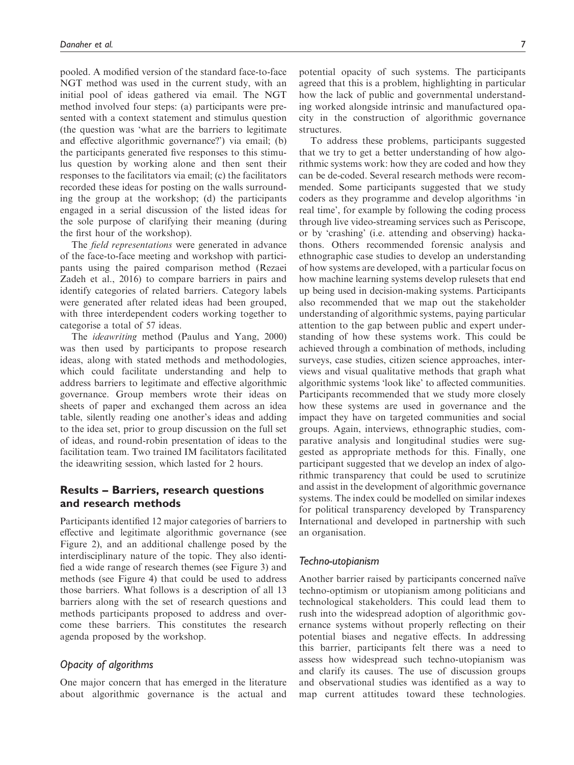pooled. A modified version of the standard face-to-face NGT method was used in the current study, with an initial pool of ideas gathered via email. The NGT method involved four steps: (a) participants were presented with a context statement and stimulus question (the question was 'what are the barriers to legitimate and effective algorithmic governance?') via email; (b) the participants generated five responses to this stimulus question by working alone and then sent their responses to the facilitators via email; (c) the facilitators recorded these ideas for posting on the walls surrounding the group at the workshop; (d) the participants engaged in a serial discussion of the listed ideas for the sole purpose of clarifying their meaning (during the first hour of the workshop).

The *field representations* were generated in advance of the face-to-face meeting and workshop with participants using the paired comparison method (Rezaei Zadeh et al., 2016) to compare barriers in pairs and identify categories of related barriers. Category labels were generated after related ideas had been grouped, with three interdependent coders working together to categorise a total of 57 ideas.

The *ideawriting* method (Paulus and Yang, 2000) was then used by participants to propose research ideas, along with stated methods and methodologies, which could facilitate understanding and help to address barriers to legitimate and effective algorithmic governance. Group members wrote their ideas on sheets of paper and exchanged them across an idea table, silently reading one another's ideas and adding to the idea set, prior to group discussion on the full set of ideas, and round-robin presentation of ideas to the facilitation team. Two trained IM facilitators facilitated the ideawriting session, which lasted for 2 hours.

## Results – Barriers, research questions and research methods

Participants identified 12 major categories of barriers to effective and legitimate algorithmic governance (see Figure 2), and an additional challenge posed by the interdisciplinary nature of the topic. They also identified a wide range of research themes (see Figure 3) and methods (see Figure 4) that could be used to address those barriers. What follows is a description of all 13 barriers along with the set of research questions and methods participants proposed to address and overcome these barriers. This constitutes the research agenda proposed by the workshop.

### *Opacity of algorithms*

One major concern that has emerged in the literature about algorithmic governance is the actual and potential opacity of such systems. The participants agreed that this is a problem, highlighting in particular how the lack of public and governmental understanding worked alongside intrinsic and manufactured opacity in the construction of algorithmic governance structures.

To address these problems, participants suggested that we try to get a better understanding of how algorithmic systems work: how they are coded and how they can be de-coded. Several research methods were recommended. Some participants suggested that we study coders as they programme and develop algorithms 'in real time', for example by following the coding process through live video-streaming services such as Periscope, or by 'crashing' (i.e. attending and observing) hackathons. Others recommended forensic analysis and ethnographic case studies to develop an understanding of how systems are developed, with a particular focus on how machine learning systems develop rulesets that end up being used in decision-making systems. Participants also recommended that we map out the stakeholder understanding of algorithmic systems, paying particular attention to the gap between public and expert understanding of how these systems work. This could be achieved through a combination of methods, including surveys, case studies, citizen science approaches, interviews and visual qualitative methods that graph what algorithmic systems 'look like' to affected communities. Participants recommended that we study more closely how these systems are used in governance and the impact they have on targeted communities and social groups. Again, interviews, ethnographic studies, comparative analysis and longitudinal studies were suggested as appropriate methods for this. Finally, one participant suggested that we develop an index of algorithmic transparency that could be used to scrutinize and assist in the development of algorithmic governance systems. The index could be modelled on similar indexes for political transparency developed by Transparency International and developed in partnership with such an organisation.

### *Techno-utopianism*

Another barrier raised by participants concerned naïve techno-optimism or utopianism among politicians and technological stakeholders. This could lead them to rush into the widespread adoption of algorithmic governance systems without properly reflecting on their potential biases and negative effects. In addressing this barrier, participants felt there was a need to assess how widespread such techno-utopianism was and clarify its causes. The use of discussion groups and observational studies was identified as a way to map current attitudes toward these technologies.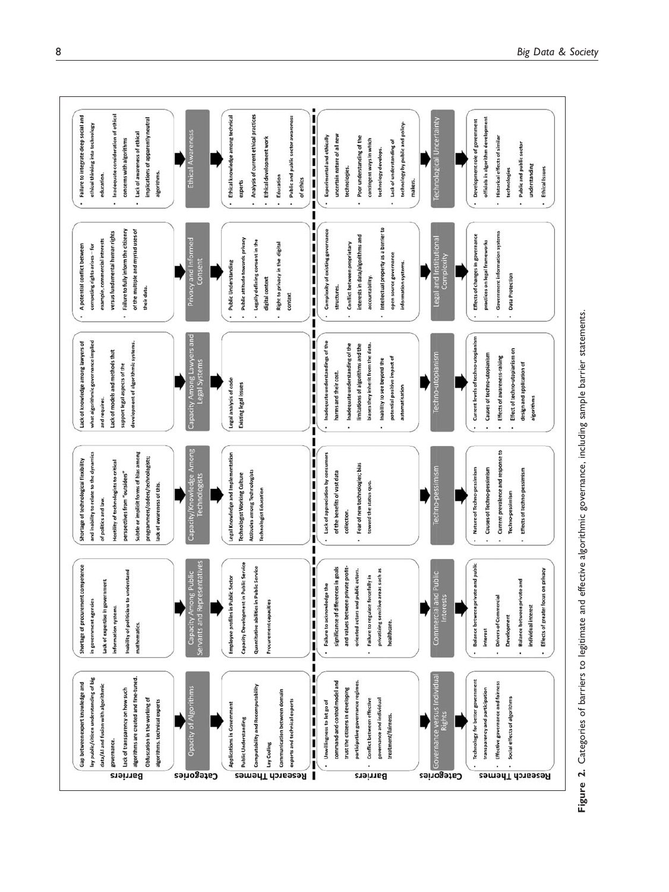| | Opacity of Algorithms | Capacity Among Public Servants and Representatives | Capacity/Knowledge Among Technologists | Capacity Among Lawyers and Legal Systems | Privacy and Informed Consent | Ethical Awareness |
|---|---|---|---|---|---|---|
| **Barriers** | • Gap between expert knowledge and lay public/citizen understanding of big data/AI and fusion with algorithmic governance.<br>• Lack of transparency on how such algorithms are created and fine-tuned.<br>• Obfuscation in the working of algorithms. technical experts | • Shortage of procurement competence in government agencies<br>• Lack of expertise in government information systems.<br>• Inability of politicians to understand mathematics. | • Shortage of technological flexibility and inability to relate to the dynamics of politics and law.<br>• Hostility of technologists to critical perspectives from "outsiders"<br>• Subtle or implicit forms of bias among programmers/coders/technologists; lack of awareness of this. | • Lack of knowledge among lawyers of what algorithmic governance implied and requires.<br>• Lack of models and methods that support legal aspects of the development of algorithmic systems. | • A potential conflict between competing rights arises – for example, commercial interests versus fundamental human rights<br>• Failure to fully inform the citizenry of the multiple and myriad uses of their data. | • Failure to integrate deep social and ethical thinking into technology education.<br>• Inadequate consideration of ethical concerns with algorithms<br>• Lack of awareness of ethical implications of apparently neutral algorithms. |
| **Research Themes** | • Applications in Government<br>• Public Understanding<br>• Computability and Recomputability<br>• Lay Coding<br>• Communication between domain experts and technical experts | • Employee profiles in Public Sector<br>• Capacity Development in Public Service<br>• Quantitative abilities in Public Service<br>• Procurement capacities | • Legal Knowledge and Implementation<br>• Technologist Working Culture<br>• Attitudes among Technologists<br>• Technologist Education | • Legal analysis of code<br>• Existing legal issues | • Public Understanding<br>• Public attitude towards privacy<br>• Legally defining consent in the digital context<br>• Right to privacy in the digital context | • Ethical knowledge among technical experts<br>• Analysis of current ethical practices<br>• Ethical development work<br>• Education<br>• Public and public sector awareness of ethics |

| | Governance versus Individual Rights | Commercial and Public Interests | Techno-pessimism | Techno-utopianism | Legal and Institutional Complexity | Technological Uncertainty |
|---|---|---|---|---|---|---|
| **Barriers** | • Unwillingness to let go of command-and-control model and trust the citizens in developing participative governance regimes.<br>• Conflict between effective governance and individual treatment/fairness. | • Failure to acknowledge the significance of differences in goals and values between private profit-oriented actors and public actors.<br>• Failure to regulate forcefully in privatizing sensitive areas such as healthcare. | • Lack of appreciation by consumers of the benefits of vast data collection.<br>• Fear of new technologies; bias toward the status quo. | • Inadequate understandings of the harms and their cost.<br>• Inadequate understanding of the limitations of algorithms and the biases they inherit from the data.<br>• Inability to see beyond the potential positive impact of automatisation | • Complexity of existing governance structures.<br>• Conflict between proprietary interests in data/algorithms and accountability.<br>• Intellectual property as a barrier to open source governance information systems. | • Experimental and ethically uncertain nature of all new technologies.<br>• Poor understanding of the contingent ways in which technology develops.<br>• Lack of understanding of technology by public and policy-makers. |
| **Research Themes** | • Technology for better government transparency and participation<br>• Effective governance and fairness<br>• Social effects of algorithms | • Balance between private and public interest<br>• Drivers of Commercial Development<br>• Balance between private and individual interest<br>• Effects of greater focus on privacy | • Nature of Techno-pessimism<br>• Causes of Techno-pessimism<br>• Current prevalence and response to Techno-pessimism<br>• Effects of Techno-pessimism | • Current levels of techno-utopianism<br>• Causes of techno-utopianism<br>• Effects of awareness-raising<br>• Effect of techno-utopianism on design and application of algorithms | • Effects of changes in governance practices on legal frameworks<br>• Government information systems<br>• Data Protection | • Development role of government officials in algorithm development<br>• Historical effects of similar technologies<br>• Public and public sector understanding<br>• Ethical Issues |

**Figure 2.** Categories of barriers to legitimate and effective algorithmic governance, including sample barrier statements.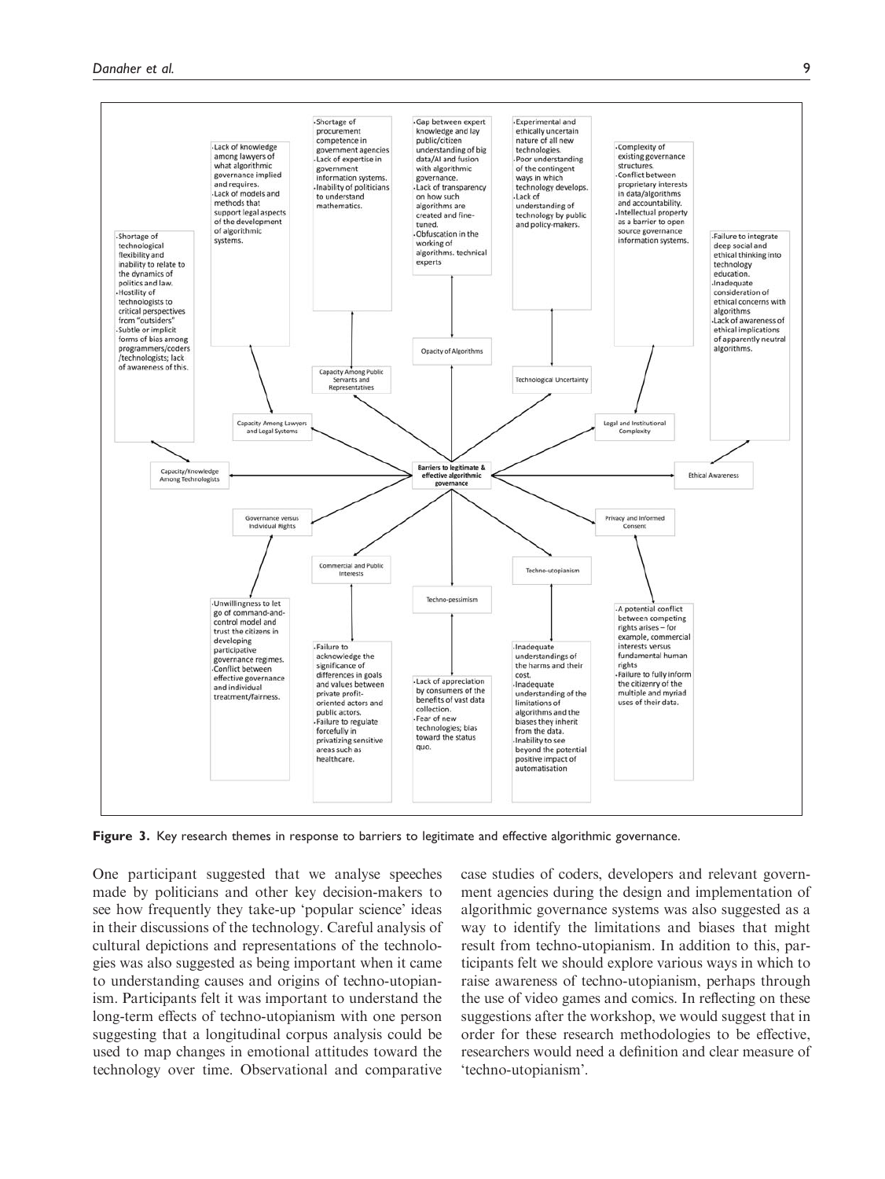**Barriers to legitimate & effective algorithmic governance**

- **Capacity/Knowledge Among Technologists**
  - Shortage of technological flexibility and inability to relate to the dynamics of politics and law.
  - Hostility of technologists to critical perspectives from "outsiders"
  - Subtle or implicit forms of bias among programmers/coders /technologists; lack of awareness of this.
- **Capacity Among Lawyers and Legal Systems**
  - Lack of knowledge among lawyers of what algorithmic governance implied and requires.
  - Lack of models and methods that support legal aspects of the development of algorithmic systems.
- **Capacity Among Public Servants and Representatives**
  - Shortage of procurement competence in government agencies
  - Lack of expertise in government information systems.
  - Inability of politicians to understand mathematics.
- **Opacity of Algorithms**
  - Gap between expert knowledge and lay public/citizen understanding of big data/AI and fusion with algorithmic governance.
  - Lack of transparency on how such algorithms are created and fine-tuned.
  - Obfuscation in the working of algorithms. technical experts
- **Technological Uncertainty**
  - Experimental and ethically uncertain nature of all new technologies.
  - Poor understanding of the contingent ways in which technology develops.
  - Lack of understanding of technology by public and policy-makers.
- **Legal and Institutional Complexity**
  - Complexity of existing governance structures.
  - Conflict between proprietary interests in data/algorithms and accountability.
  - Intellectual property as a barrier to open source governance information systems.
- **Ethical Awareness**
  - Failure to integrate deep social and ethical thinking into technology education.
  - Inadequate consideration of ethical concerns with algorithms
  - Lack of awareness of ethical implications of apparently neutral algorithms.
- **Privacy and Informed Consent**
  - A potential conflict between competing rights arises – for example, commercial interests versus fundamental human rights
  - Failure to fully inform the citizenry of the multiple and myriad uses of their data.
- **Techno-utopianism**
  - Inadequate understandings of the harms and their cost.
  - Inadequate understanding of the limitations of algorithms and the biases they inherit from the data.
  - Inability to see beyond the potential positive impact of automatisation
- **Techno-pessimism**
  - Lack of appreciation by consumers of the benefits of vast data collection.
  - Fear of new technologies; bias toward the status quo.
- **Commercial and Public Interests**
  - Failure to acknowledge the significance of differences in goals and values between private profit-oriented actors and public actors.
  - Failure to regulate forcefully in privatizing sensitive areas such as healthcare.
- **Governance versus Individual Rights**
  - Unwillingness to let go of command-and-control model and trust the citizens in developing participative governance regimes.
  - Conflict between effective governance and individual treatment/fairness.

**Figure 3.** Key research themes in response to barriers to legitimate and effective algorithmic governance.

One participant suggested that we analyse speeches made by politicians and other key decision-makers to see how frequently they take-up 'popular science' ideas in their discussions of the technology. Careful analysis of cultural depictions and representations of the technologies was also suggested as being important when it came to understanding causes and origins of techno-utopianism. Participants felt it was important to understand the long-term effects of techno-utopianism with one person suggesting that a longitudinal corpus analysis could be used to map changes in emotional attitudes toward the technology over time. Observational and comparative case studies of coders, developers and relevant government agencies during the design and implementation of algorithmic governance systems was also suggested as a way to identify the limitations and biases that might result from techno-utopianism. In addition to this, participants felt we should explore various ways in which to raise awareness of techno-utopianism, perhaps through the use of video games and comics. In reflecting on these suggestions after the workshop, we would suggest that in order for these research methodologies to be effective, researchers would need a definition and clear measure of 'techno-utopianism'.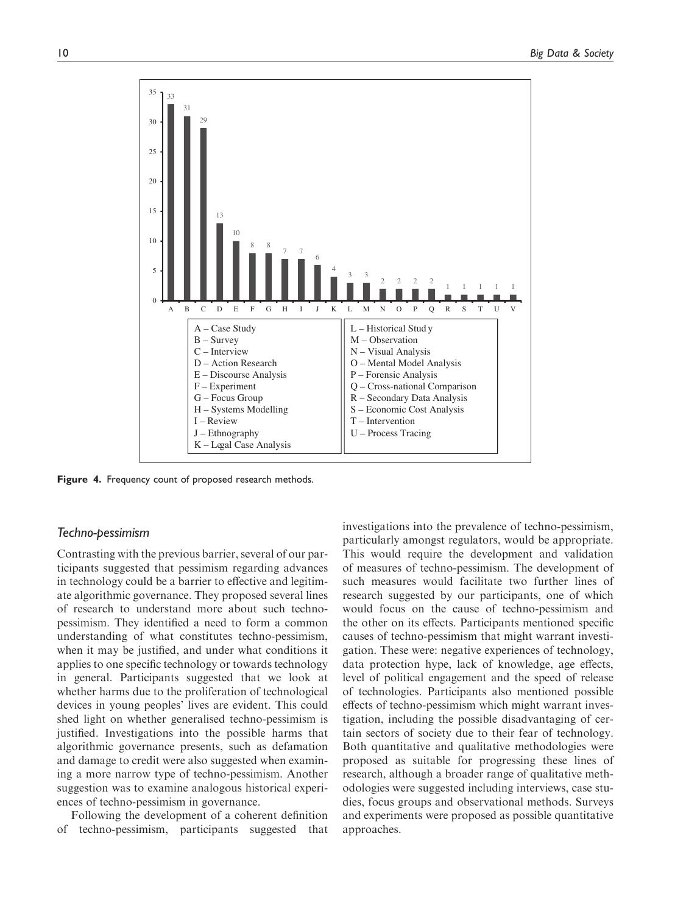35
30
25
20
15
10
5
0

33 31 29 13 10 8 8 7 7 6 4 3 3 2 2 2 2 1 1 1 1 1

A B C D E F G H I J K L M N O P Q R S T U V

A – Case Study
B – Survey
C – Interview
D – Action Research
E – Discourse Analysis
F – Experiment
G – Focus Group
H – Systems Modelling
I – Review
J – Ethnography
K – Legal Case Analysis
L – Historical Study
M – Observation
N – Visual Analysis
O – Mental Model Analysis
P – Forensic Analysis
Q – Cross-national Comparison
R – Secondary Data Analysis
S – Economic Cost Analysis
T – Intervention
U – Process Tracing

**Figure 4.** Frequency count of proposed research methods.

### *Techno-pessimism*

Contrasting with the previous barrier, several of our participants suggested that pessimism regarding advances in technology could be a barrier to effective and legitimate algorithmic governance. They proposed several lines of research to understand more about such techno-pessimism. They identified a need to form a common understanding of what constitutes techno-pessimism, when it may be justified, and under what conditions it applies to one specific technology or towards technology in general. Participants suggested that we look at whether harms due to the proliferation of technological devices in young peoples' lives are evident. This could shed light on whether generalised techno-pessimism is justified. Investigations into the possible harms that algorithmic governance presents, such as defamation and damage to credit were also suggested when examining a more narrow type of techno-pessimism. Another suggestion was to examine analogous historical experiences of techno-pessimism in governance.

Following the development of a coherent definition of techno-pessimism, participants suggested that investigations into the prevalence of techno-pessimism, particularly amongst regulators, would be appropriate. This would require the development and validation of measures of techno-pessimism. The development of such measures would facilitate two further lines of research suggested by our participants, one of which would focus on the cause of techno-pessimism and the other on its effects. Participants mentioned specific causes of techno-pessimism that might warrant investigation. These were: negative experiences of technology, data protection hype, lack of knowledge, age effects, level of political engagement and the speed of release of technologies. Participants also mentioned possible effects of techno-pessimism which might warrant investigation, including the possible disadvantaging of certain sectors of society due to their fear of technology. Both quantitative and qualitative methodologies were proposed as suitable for progressing these lines of research, although a broader range of qualitative methodologies were suggested including interviews, case studies, focus groups and observational methods. Surveys and experiments were proposed as possible quantitative approaches.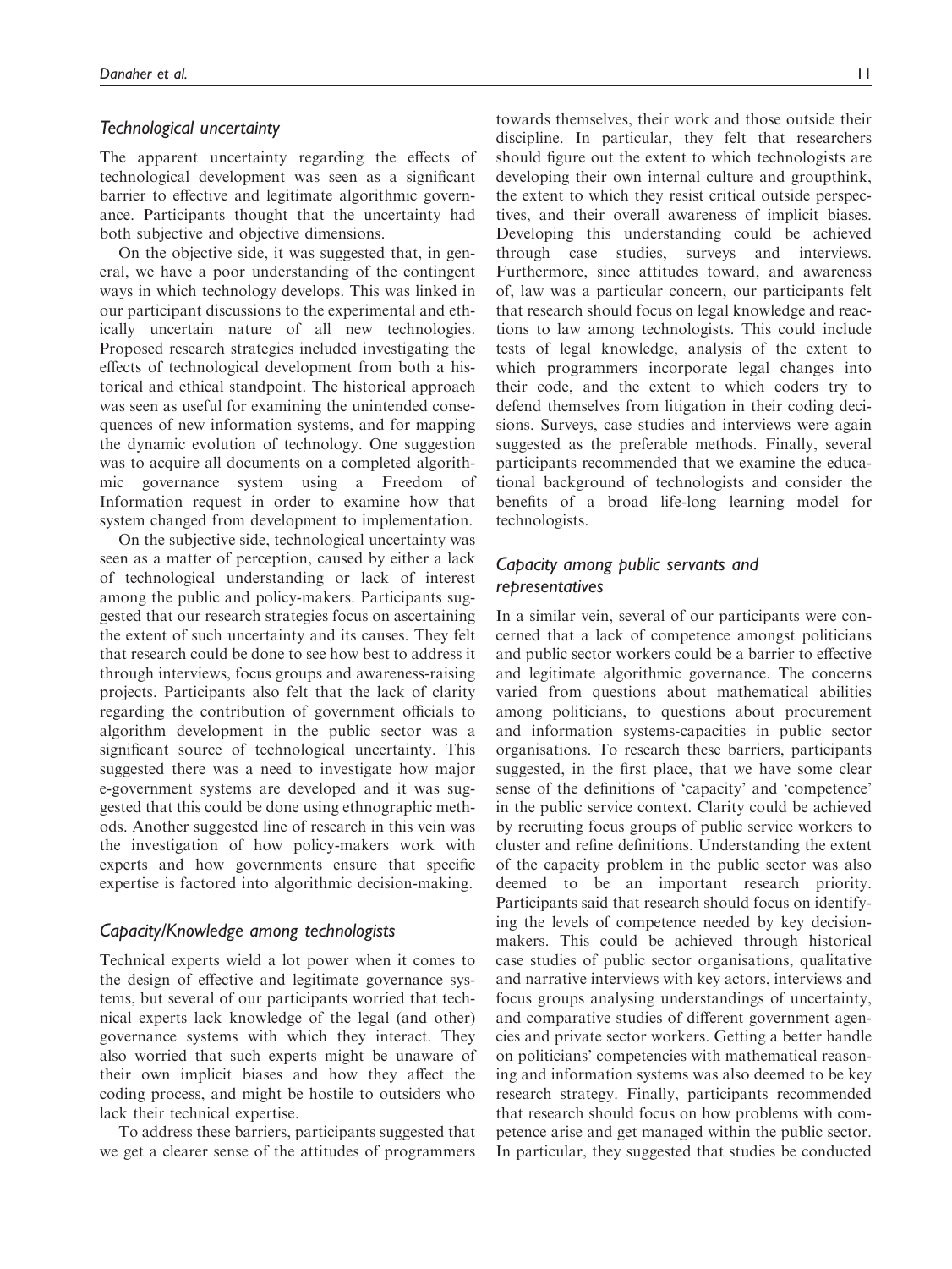### *Technological uncertainty*

The apparent uncertainty regarding the effects of technological development was seen as a significant barrier to effective and legitimate algorithmic governance. Participants thought that the uncertainty had both subjective and objective dimensions.

On the objective side, it was suggested that, in general, we have a poor understanding of the contingent ways in which technology develops. This was linked in our participant discussions to the experimental and ethically uncertain nature of all new technologies. Proposed research strategies included investigating the effects of technological development from both a historical and ethical standpoint. The historical approach was seen as useful for examining the unintended consequences of new information systems, and for mapping the dynamic evolution of technology. One suggestion was to acquire all documents on a completed algorithmic governance system using a Freedom of Information request in order to examine how that system changed from development to implementation.

On the subjective side, technological uncertainty was seen as a matter of perception, caused by either a lack of technological understanding or lack of interest among the public and policy-makers. Participants suggested that our research strategies focus on ascertaining the extent of such uncertainty and its causes. They felt that research could be done to see how best to address it through interviews, focus groups and awareness-raising projects. Participants also felt that the lack of clarity regarding the contribution of government officials to algorithm development in the public sector was a significant source of technological uncertainty. This suggested there was a need to investigate how major e-government systems are developed and it was suggested that this could be done using ethnographic methods. Another suggested line of research in this vein was the investigation of how policy-makers work with experts and how governments ensure that specific expertise is factored into algorithmic decision-making.

### *Capacity/Knowledge among technologists*

Technical experts wield a lot power when it comes to the design of effective and legitimate governance systems, but several of our participants worried that technical experts lack knowledge of the legal (and other) governance systems with which they interact. They also worried that such experts might be unaware of their own implicit biases and how they affect the coding process, and might be hostile to outsiders who lack their technical expertise.

To address these barriers, participants suggested that we get a clearer sense of the attitudes of programmers towards themselves, their work and those outside their discipline. In particular, they felt that researchers should figure out the extent to which technologists are developing their own internal culture and groupthink, the extent to which they resist critical outside perspectives, and their overall awareness of implicit biases. Developing this understanding could be achieved through case studies, surveys and interviews. Furthermore, since attitudes toward, and awareness of, law was a particular concern, our participants felt that research should focus on legal knowledge and reactions to law among technologists. This could include tests of legal knowledge, analysis of the extent to which programmers incorporate legal changes into their code, and the extent to which coders try to defend themselves from litigation in their coding decisions. Surveys, case studies and interviews were again suggested as the preferable methods. Finally, several participants recommended that we examine the educational background of technologists and consider the benefits of a broad life-long learning model for technologists.

### *Capacity among public servants and representatives*

In a similar vein, several of our participants were concerned that a lack of competence amongst politicians and public sector workers could be a barrier to effective and legitimate algorithmic governance. The concerns varied from questions about mathematical abilities among politicians, to questions about procurement and information systems-capacities in public sector organisations. To research these barriers, participants suggested, in the first place, that we have some clear sense of the definitions of 'capacity' and 'competence' in the public service context. Clarity could be achieved by recruiting focus groups of public service workers to cluster and refine definitions. Understanding the extent of the capacity problem in the public sector was also deemed to be an important research priority. Participants said that research should focus on identifying the levels of competence needed by key decision-makers. This could be achieved through historical case studies of public sector organisations, qualitative and narrative interviews with key actors, interviews and focus groups analysing understandings of uncertainty, and comparative studies of different government agencies and private sector workers. Getting a better handle on politicians' competencies with mathematical reasoning and information systems was also deemed to be key research strategy. Finally, participants recommended that research should focus on how problems with competence arise and get managed within the public sector. In particular, they suggested that studies be conducted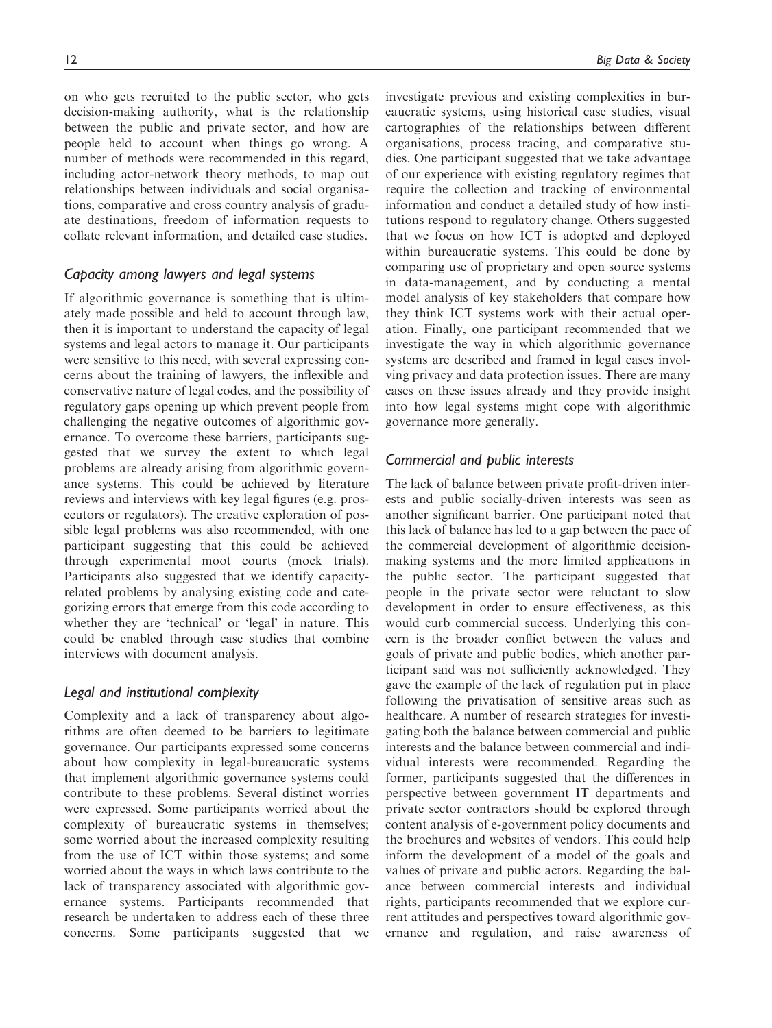on who gets recruited to the public sector, who gets decision-making authority, what is the relationship between the public and private sector, and how are people held to account when things go wrong. A number of methods were recommended in this regard, including actor-network theory methods, to map out relationships between individuals and social organisations, comparative and cross country analysis of graduate destinations, freedom of information requests to collate relevant information, and detailed case studies.

### *Capacity among lawyers and legal systems*

If algorithmic governance is something that is ultimately made possible and held to account through law, then it is important to understand the capacity of legal systems and legal actors to manage it. Our participants were sensitive to this need, with several expressing concerns about the training of lawyers, the inflexible and conservative nature of legal codes, and the possibility of regulatory gaps opening up which prevent people from challenging the negative outcomes of algorithmic governance. To overcome these barriers, participants suggested that we survey the extent to which legal problems are already arising from algorithmic governance systems. This could be achieved by literature reviews and interviews with key legal figures (e.g. prosecutors or regulators). The creative exploration of possible legal problems was also recommended, with one participant suggesting that this could be achieved through experimental moot courts (mock trials). Participants also suggested that we identify capacity-related problems by analysing existing code and categorizing errors that emerge from this code according to whether they are 'technical' or 'legal' in nature. This could be enabled through case studies that combine interviews with document analysis.

### *Legal and institutional complexity*

Complexity and a lack of transparency about algorithms are often deemed to be barriers to legitimate governance. Our participants expressed some concerns about how complexity in legal-bureaucratic systems that implement algorithmic governance systems could contribute to these problems. Several distinct worries were expressed. Some participants worried about the complexity of bureaucratic systems in themselves; some worried about the increased complexity resulting from the use of ICT within those systems; and some worried about the ways in which laws contribute to the lack of transparency associated with algorithmic governance systems. Participants recommended that research be undertaken to address each of these three concerns. Some participants suggested that we investigate previous and existing complexities in bureaucratic systems, using historical case studies, visual cartographies of the relationships between different organisations, process tracing, and comparative studies. One participant suggested that we take advantage of our experience with existing regulatory regimes that require the collection and tracking of environmental information and conduct a detailed study of how institutions respond to regulatory change. Others suggested that we focus on how ICT is adopted and deployed within bureaucratic systems. This could be done by comparing use of proprietary and open source systems in data-management, and by conducting a mental model analysis of key stakeholders that compare how they think ICT systems work with their actual operation. Finally, one participant recommended that we investigate the way in which algorithmic governance systems are described and framed in legal cases involving privacy and data protection issues. There are many cases on these issues already and they provide insight into how legal systems might cope with algorithmic governance more generally.

### *Commercial and public interests*

The lack of balance between private profit-driven interests and public socially-driven interests was seen as another significant barrier. One participant noted that this lack of balance has led to a gap between the pace of the commercial development of algorithmic decision-making systems and the more limited applications in the public sector. The participant suggested that people in the private sector were reluctant to slow development in order to ensure effectiveness, as this would curb commercial success. Underlying this concern is the broader conflict between the values and goals of private and public bodies, which another participant said was not sufficiently acknowledged. They gave the example of the lack of regulation put in place following the privatisation of sensitive areas such as healthcare. A number of research strategies for investigating both the balance between commercial and public interests and the balance between commercial and individual interests were recommended. Regarding the former, participants suggested that the differences in perspective between government IT departments and private sector contractors should be explored through content analysis of e-government policy documents and the brochures and websites of vendors. This could help inform the development of a model of the goals and values of private and public actors. Regarding the balance between commercial interests and individual rights, participants recommended that we explore current attitudes and perspectives toward algorithmic governance and regulation, and raise awareness of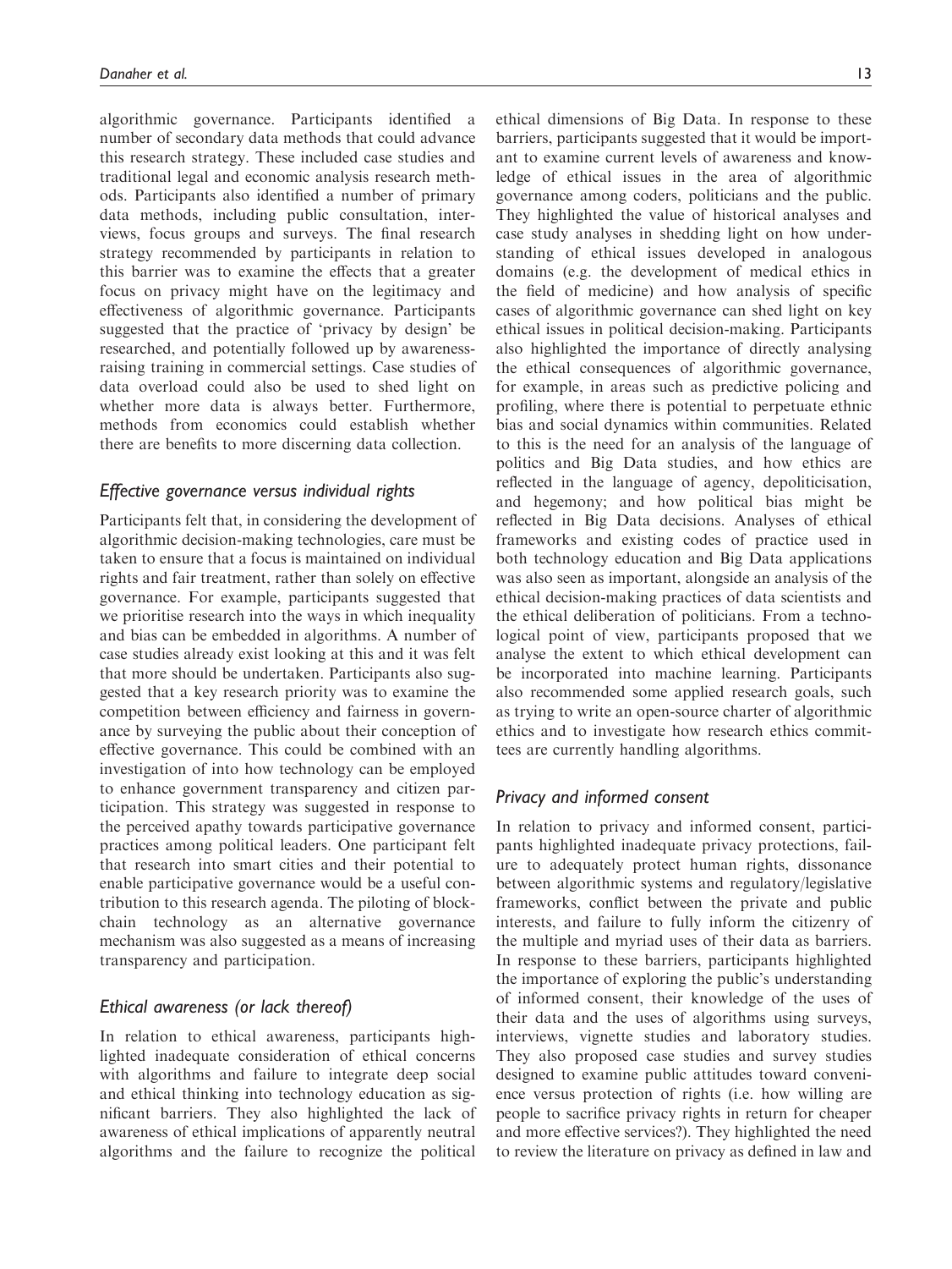algorithmic governance. Participants identified a number of secondary data methods that could advance this research strategy. These included case studies and traditional legal and economic analysis research methods. Participants also identified a number of primary data methods, including public consultation, interviews, focus groups and surveys. The final research strategy recommended by participants in relation to this barrier was to examine the effects that a greater focus on privacy might have on the legitimacy and effectiveness of algorithmic governance. Participants suggested that the practice of 'privacy by design' be researched, and potentially followed up by awareness-raising training in commercial settings. Case studies of data overload could also be used to shed light on whether more data is always better. Furthermore, methods from economics could establish whether there are benefits to more discerning data collection.

### *Effective governance versus individual rights*

Participants felt that, in considering the development of algorithmic decision-making technologies, care must be taken to ensure that a focus is maintained on individual rights and fair treatment, rather than solely on effective governance. For example, participants suggested that we prioritise research into the ways in which inequality and bias can be embedded in algorithms. A number of case studies already exist looking at this and it was felt that more should be undertaken. Participants also suggested that a key research priority was to examine the competition between efficiency and fairness in governance by surveying the public about their conception of effective governance. This could be combined with an investigation of into how technology can be employed to enhance government transparency and citizen participation. This strategy was suggested in response to the perceived apathy towards participative governance practices among political leaders. One participant felt that research into smart cities and their potential to enable participative governance would be a useful contribution to this research agenda. The piloting of blockchain technology as an alternative governance mechanism was also suggested as a means of increasing transparency and participation.

### *Ethical awareness (or lack thereof)*

In relation to ethical awareness, participants highlighted inadequate consideration of ethical concerns with algorithms and failure to integrate deep social and ethical thinking into technology education as significant barriers. They also highlighted the lack of awareness of ethical implications of apparently neutral algorithms and the failure to recognize the political ethical dimensions of Big Data. In response to these barriers, participants suggested that it would be important to examine current levels of awareness and knowledge of ethical issues in the area of algorithmic governance among coders, politicians and the public. They highlighted the value of historical analyses and case study analyses in shedding light on how understanding of ethical issues developed in analogous domains (e.g. the development of medical ethics in the field of medicine) and how analysis of specific cases of algorithmic governance can shed light on key ethical issues in political decision-making. Participants also highlighted the importance of directly analysing the ethical consequences of algorithmic governance, for example, in areas such as predictive policing and profiling, where there is potential to perpetuate ethnic bias and social dynamics within communities. Related to this is the need for an analysis of the language of politics and Big Data studies, and how ethics are reflected in the language of agency, depoliticisation, and hegemony; and how political bias might be reflected in Big Data decisions. Analyses of ethical frameworks and existing codes of practice used in both technology education and Big Data applications was also seen as important, alongside an analysis of the ethical decision-making practices of data scientists and the ethical deliberation of politicians. From a technological point of view, participants proposed that we analyse the extent to which ethical development can be incorporated into machine learning. Participants also recommended some applied research goals, such as trying to write an open-source charter of algorithmic ethics and to investigate how research ethics committees are currently handling algorithms.

### *Privacy and informed consent*

In relation to privacy and informed consent, participants highlighted inadequate privacy protections, failure to adequately protect human rights, dissonance between algorithmic systems and regulatory/legislative frameworks, conflict between the private and public interests, and failure to fully inform the citizenry of the multiple and myriad uses of their data as barriers. In response to these barriers, participants highlighted the importance of exploring the public's understanding of informed consent, their knowledge of the uses of their data and the uses of algorithms using surveys, interviews, vignette studies and laboratory studies. They also proposed case studies and survey studies designed to examine public attitudes toward convenience versus protection of rights (i.e. how willing are people to sacrifice privacy rights in return for cheaper and more effective services?). They highlighted the need to review the literature on privacy as defined in law and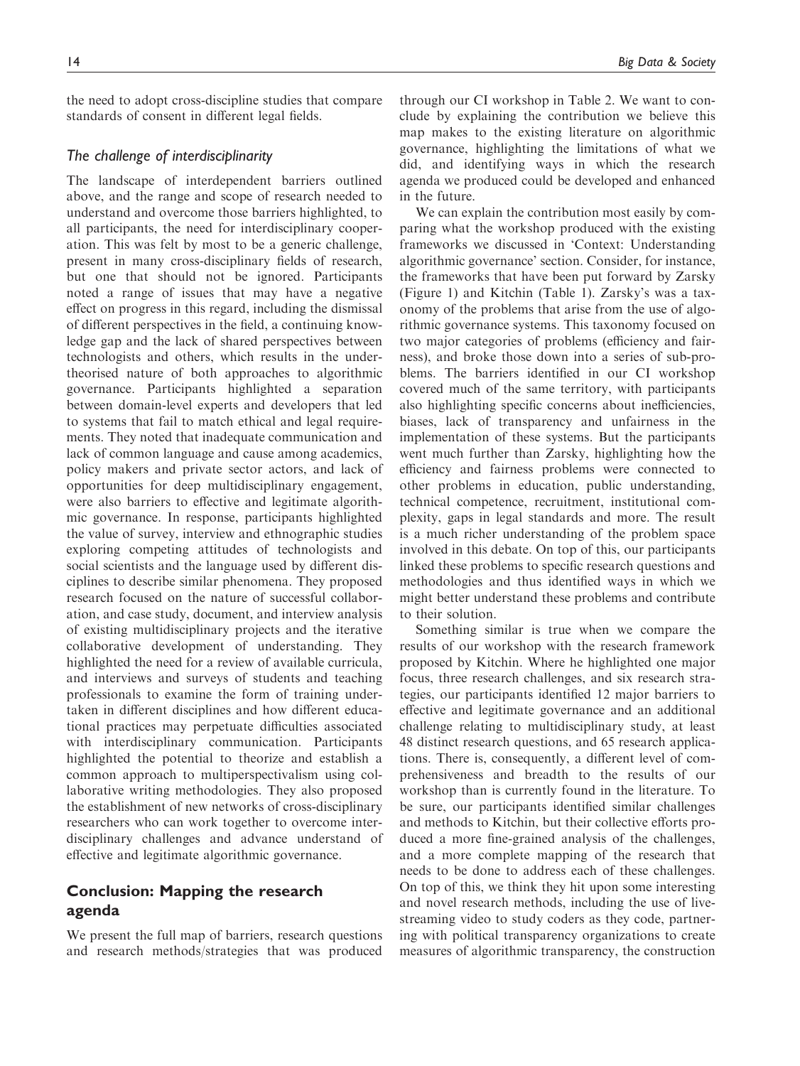the need to adopt cross-discipline studies that compare standards of consent in different legal fields.

### The challenge of interdisciplinarity

The landscape of interdependent barriers outlined above, and the range and scope of research needed to understand and overcome those barriers highlighted, to all participants, the need for interdisciplinary cooperation. This was felt by most to be a generic challenge, present in many cross-disciplinary fields of research, but one that should not be ignored. Participants noted a range of issues that may have a negative effect on progress in this regard, including the dismissal of different perspectives in the field, a continuing knowledge gap and the lack of shared perspectives between technologists and others, which results in the undertheorised nature of both approaches to algorithmic governance. Participants highlighted a separation between domain-level experts and developers that led to systems that fail to match ethical and legal requirements. They noted that inadequate communication and lack of common language and cause among academics, policy makers and private sector actors, and lack of opportunities for deep multidisciplinary engagement, were also barriers to effective and legitimate algorithmic governance. In response, participants highlighted the value of survey, interview and ethnographic studies exploring competing attitudes of technologists and social scientists and the language used by different disciplines to describe similar phenomena. They proposed research focused on the nature of successful collaboration, and case study, document, and interview analysis of existing multidisciplinary projects and the iterative collaborative development of understanding. They highlighted the need for a review of available curricula, and interviews and surveys of students and teaching professionals to examine the form of training undertaken in different disciplines and how different educational practices may perpetuate difficulties associated with interdisciplinary communication. Participants highlighted the potential to theorize and establish a common approach to multiperspectivalism using collaborative writing methodologies. They also proposed the establishment of new networks of cross-disciplinary researchers who can work together to overcome interdisciplinary challenges and advance understand of effective and legitimate algorithmic governance.

## Conclusion: Mapping the research agenda

We present the full map of barriers, research questions and research methods/strategies that was produced through our CI workshop in Table 2. We want to conclude by explaining the contribution we believe this map makes to the existing literature on algorithmic governance, highlighting the limitations of what we did, and identifying ways in which the research agenda we produced could be developed and enhanced in the future.

We can explain the contribution most easily by comparing what the workshop produced with the existing frameworks we discussed in 'Context: Understanding algorithmic governance' section. Consider, for instance, the frameworks that have been put forward by Zarsky (Figure 1) and Kitchin (Table 1). Zarsky's was a taxonomy of the problems that arise from the use of algorithmic governance systems. This taxonomy focused on two major categories of problems (efficiency and fairness), and broke those down into a series of sub-problems. The barriers identified in our CI workshop covered much of the same territory, with participants also highlighting specific concerns about inefficiencies, biases, lack of transparency and unfairness in the implementation of these systems. But the participants went much further than Zarsky, highlighting how the efficiency and fairness problems were connected to other problems in education, public understanding, technical competence, recruitment, institutional complexity, gaps in legal standards and more. The result is a much richer understanding of the problem space involved in this debate. On top of this, our participants linked these problems to specific research questions and methodologies and thus identified ways in which we might better understand these problems and contribute to their solution.

Something similar is true when we compare the results of our workshop with the research framework proposed by Kitchin. Where he highlighted one major focus, three research challenges, and six research strategies, our participants identified 12 major barriers to effective and legitimate governance and an additional challenge relating to multidisciplinary study, at least 48 distinct research questions, and 65 research applications. There is, consequently, a different level of comprehensiveness and breadth to the results of our workshop than is currently found in the literature. To be sure, our participants identified similar challenges and methods to Kitchin, but their collective efforts produced a more fine-grained analysis of the challenges, and a more complete mapping of the research that needs to be done to address each of these challenges. On top of this, we think they hit upon some interesting and novel research methods, including the use of live-streaming video to study coders as they code, partnering with political transparency organizations to create measures of algorithmic transparency, the construction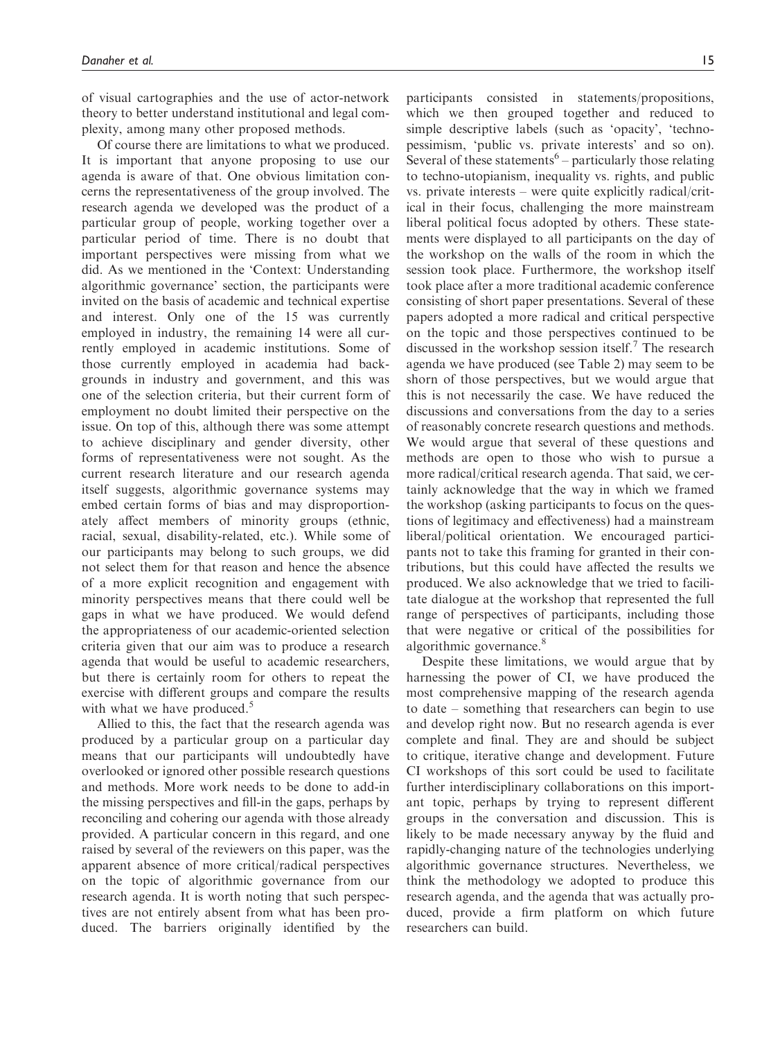of visual cartographies and the use of actor-network theory to better understand institutional and legal complexity, among many other proposed methods.

Of course there are limitations to what we produced. It is important that anyone proposing to use our agenda is aware of that. One obvious limitation concerns the representativeness of the group involved. The research agenda we developed was the product of a particular group of people, working together over a particular period of time. There is no doubt that important perspectives were missing from what we did. As we mentioned in the 'Context: Understanding algorithmic governance' section, the participants were invited on the basis of academic and technical expertise and interest. Only one of the 15 was currently employed in industry, the remaining 14 were all currently employed in academic institutions. Some of those currently employed in academia had backgrounds in industry and government, and this was one of the selection criteria, but their current form of employment no doubt limited their perspective on the issue. On top of this, although there was some attempt to achieve disciplinary and gender diversity, other forms of representativeness were not sought. As the current research literature and our research agenda itself suggests, algorithmic governance systems may embed certain forms of bias and may disproportionately affect members of minority groups (ethnic, racial, sexual, disability-related, etc.). While some of our participants may belong to such groups, we did not select them for that reason and hence the absence of a more explicit recognition and engagement with minority perspectives means that there could well be gaps in what we have produced. We would defend the appropriateness of our academic-oriented selection criteria given that our aim was to produce a research agenda that would be useful to academic researchers, but there is certainly room for others to repeat the exercise with different groups and compare the results with what we have produced.[5]

Allied to this, the fact that the research agenda was produced by a particular group on a particular day means that our participants will undoubtedly have overlooked or ignored other possible research questions and methods. More work needs to be done to add-in the missing perspectives and fill-in the gaps, perhaps by reconciling and cohering our agenda with those already provided. A particular concern in this regard, and one raised by several of the reviewers on this paper, was the apparent absence of more critical/radical perspectives on the topic of algorithmic governance from our research agenda. It is worth noting that such perspectives are not entirely absent from what has been produced. The barriers originally identified by the participants consisted in statements/propositions, which we then grouped together and reduced to simple descriptive labels (such as 'opacity', 'techno-pessimism, 'public vs. private interests' and so on). Several of these statements[6] – particularly those relating to techno-utopianism, inequality vs. rights, and public vs. private interests – were quite explicitly radical/critical in their focus, challenging the more mainstream liberal political focus adopted by others. These statements were displayed to all participants on the day of the workshop on the walls of the room in which the session took place. Furthermore, the workshop itself took place after a more traditional academic conference consisting of short paper presentations. Several of these papers adopted a more radical and critical perspective on the topic and those perspectives continued to be discussed in the workshop session itself.[7] The research agenda we have produced (see Table 2) may seem to be shorn of those perspectives, but we would argue that this is not necessarily the case. We have reduced the discussions and conversations from the day to a series of reasonably concrete research questions and methods. We would argue that several of these questions and methods are open to those who wish to pursue a more radical/critical research agenda. That said, we certainly acknowledge that the way in which we framed the workshop (asking participants to focus on the questions of legitimacy and effectiveness) had a mainstream liberal/political orientation. We encouraged participants not to take this framing for granted in their contributions, but this could have affected the results we produced. We also acknowledge that we tried to facilitate dialogue at the workshop that represented the full range of perspectives of participants, including those that were negative or critical of the possibilities for algorithmic governance.[8]

Despite these limitations, we would argue that by harnessing the power of CI, we have produced the most comprehensive mapping of the research agenda to date – something that researchers can begin to use and develop right now. But no research agenda is ever complete and final. They are and should be subject to critique, iterative change and development. Future CI workshops of this sort could be used to facilitate further interdisciplinary collaborations on this important topic, perhaps by trying to represent different groups in the conversation and discussion. This is likely to be made necessary anyway by the fluid and rapidly-changing nature of the technologies underlying algorithmic governance structures. Nevertheless, we think the methodology we adopted to produce this research agenda, and the agenda that was actually produced, provide a firm platform on which future researchers can build.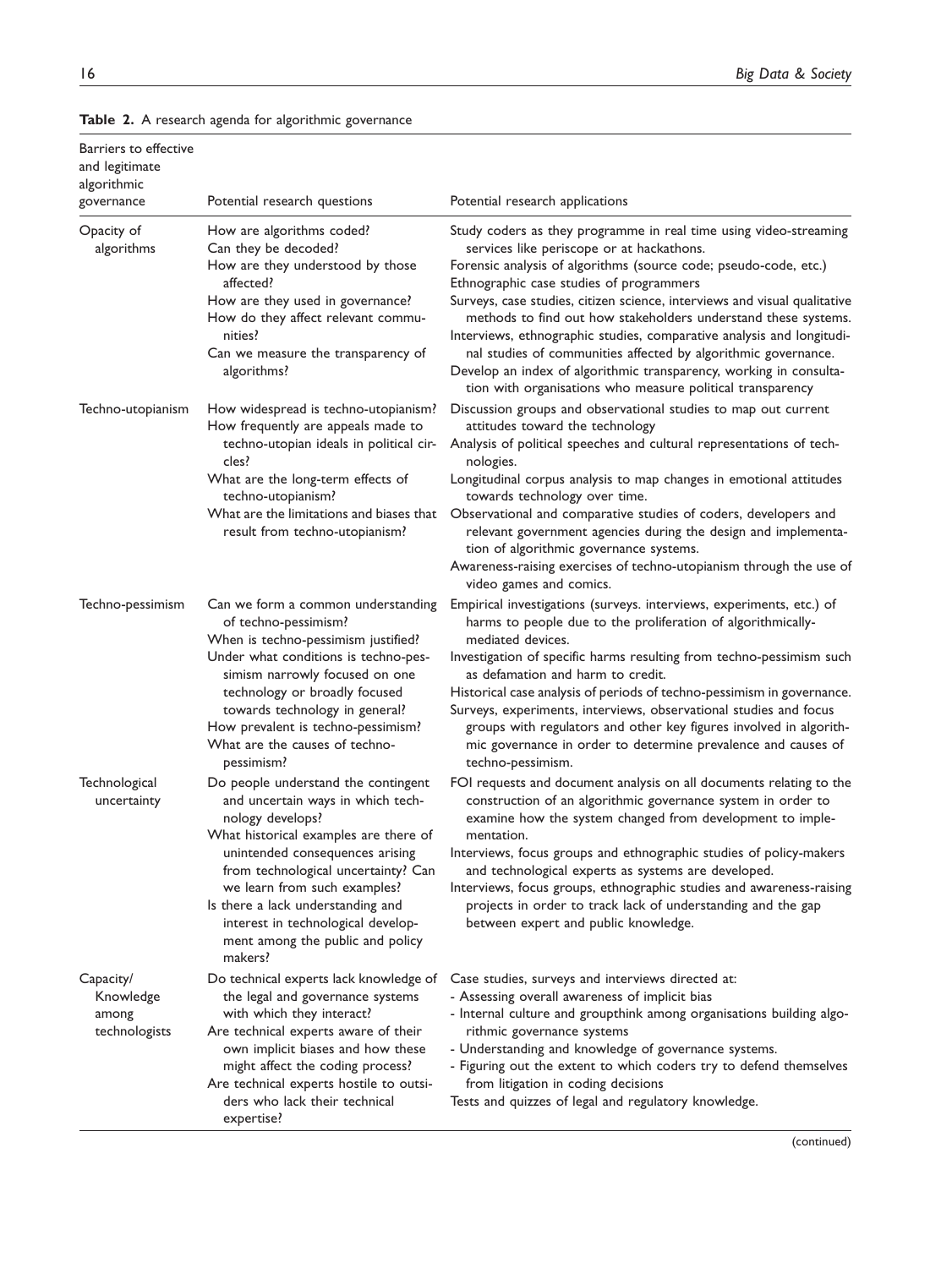**Table 2.** A research agenda for algorithmic governance

| Barriers to effective and legitimate algorithmic governance | Potential research questions | Potential research applications |
|---|---|---|
| Opacity of algorithms | How are algorithms coded?<br>Can they be decoded?<br>How are they understood by those affected?<br>How are they used in governance?<br>How do they affect relevant communities?<br>Can we measure the transparency of algorithms? | Study coders as they programme in real time using video-streaming services like periscope or at hackathons.<br>Forensic analysis of algorithms (source code; pseudo-code, etc.)<br>Ethnographic case studies of programmers<br>Surveys, case studies, citizen science, interviews and visual qualitative methods to find out how stakeholders understand these systems.<br>Interviews, ethnographic studies, comparative analysis and longitudinal studies of communities affected by algorithmic governance.<br>Develop an index of algorithmic transparency, working in consultation with organisations who measure political transparency |
| Techno-utopianism | How widespread is techno-utopianism?<br>How frequently are appeals made to techno-utopian ideals in political circles?<br>What are the long-term effects of techno-utopianism?<br>What are the limitations and biases that result from techno-utopianism? | Discussion groups and observational studies to map out current attitudes toward the technology<br>Analysis of political speeches and cultural representations of technologies.<br>Longitudinal corpus analysis to map changes in emotional attitudes towards technology over time.<br>Observational and comparative studies of coders, developers and relevant government agencies during the design and implementation of algorithmic governance systems.<br>Awareness-raising exercises of techno-utopianism through the use of video games and comics. |
| Techno-pessimism | Can we form a common understanding of techno-pessimism?<br>When is techno-pessimism justified?<br>Under what conditions is techno-pessimism narrowly focused on one technology or broadly focused towards technology in general?<br>How prevalent is techno-pessimism?<br>What are the causes of techno-pessimism? | Empirical investigations (surveys. interviews, experiments, etc.) of harms to people due to the proliferation of algorithmically-mediated devices.<br>Investigation of specific harms resulting from techno-pessimism such as defamation and harm to credit.<br>Historical case analysis of periods of techno-pessimism in governance.<br>Surveys, experiments, interviews, observational studies and focus groups with regulators and other key figures involved in algorithmic governance in order to determine prevalence and causes of techno-pessimism. |
| Technological uncertainty | Do people understand the contingent and uncertain ways in which technology develops?<br>What historical examples are there of unintended consequences arising from technological uncertainty? Can we learn from such examples?<br>Is there a lack understanding and interest in technological development among the public and policy makers? | FOI requests and document analysis on all documents relating to the construction of an algorithmic governance system in order to examine how the system changed from development to implementation.<br>Interviews, focus groups and ethnographic studies of policy-makers and technological experts as systems are developed.<br>Interviews, focus groups, ethnographic studies and awareness-raising projects in order to track lack of understanding and the gap between expert and public knowledge. |
| Capacity/ Knowledge among technologists | Do technical experts lack knowledge of the legal and governance systems with which they interact?<br>Are technical experts aware of their own implicit biases and how these might affect the coding process?<br>Are technical experts hostile to outsiders who lack their technical expertise? | Case studies, surveys and interviews directed at:<br>- Assessing overall awareness of implicit bias<br>- Internal culture and groupthink among organisations building algorithmic governance systems<br>- Understanding and knowledge of governance systems.<br>- Figuring out the extent to which coders try to defend themselves from litigation in coding decisions<br>Tests and quizzes of legal and regulatory knowledge. |

(continued)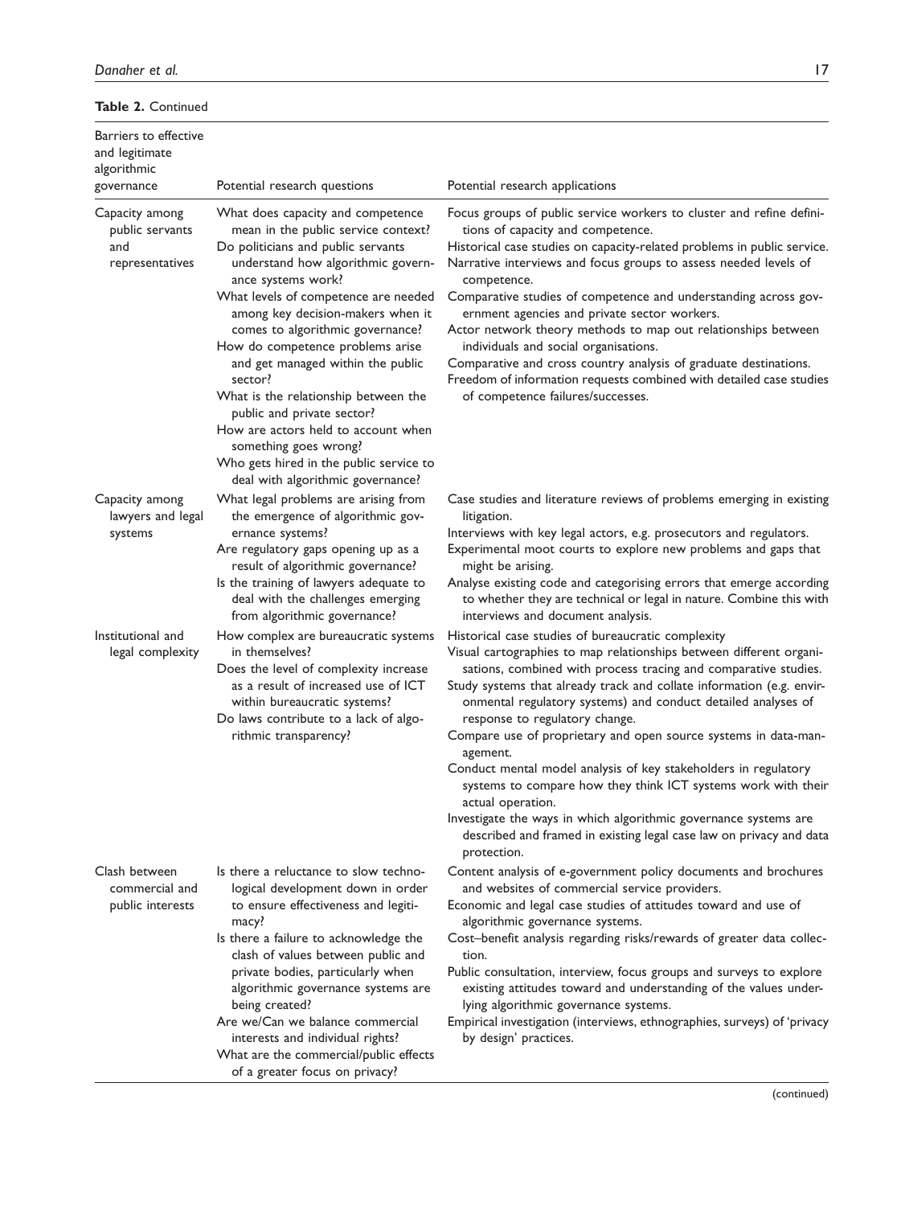**Table 2.** Continued

| Barriers to effective and legitimate algorithmic governance | Potential research questions | Potential research applications |
|---|---|---|
| Capacity among public servants and representatives | What does capacity and competence mean in the public service context?<br>Do politicians and public servants understand how algorithmic governance systems work?<br>What levels of competence are needed among key decision-makers when it comes to algorithmic governance?<br>How do competence problems arise and get managed within the public sector?<br>What is the relationship between the public and private sector?<br>How are actors held to account when something goes wrong?<br>Who gets hired in the public service to deal with algorithmic governance? | Focus groups of public service workers to cluster and refine definitions of capacity and competence.<br>Historical case studies on capacity-related problems in public service.<br>Narrative interviews and focus groups to assess needed levels of competence.<br>Comparative studies of competence and understanding across government agencies and private sector workers.<br>Actor network theory methods to map out relationships between individuals and social organisations.<br>Comparative and cross country analysis of graduate destinations.<br>Freedom of information requests combined with detailed case studies of competence failures/successes. |
| Capacity among lawyers and legal systems | What legal problems are arising from the emergence of algorithmic governance systems?<br>Are regulatory gaps opening up as a result of algorithmic governance?<br>Is the training of lawyers adequate to deal with the challenges emerging from algorithmic governance? | Case studies and literature reviews of problems emerging in existing litigation.<br>Interviews with key legal actors, e.g. prosecutors and regulators.<br>Experimental moot courts to explore new problems and gaps that might be arising.<br>Analyse existing code and categorising errors that emerge according to whether they are technical or legal in nature. Combine this with interviews and document analysis. |
| Institutional and legal complexity | How complex are bureaucratic systems in themselves?<br>Does the level of complexity increase as a result of increased use of ICT within bureaucratic systems?<br>Do laws contribute to a lack of algorithmic transparency? | Historical case studies of bureaucratic complexity<br>Visual cartographies to map relationships between different organisations, combined with process tracing and comparative studies.<br>Study systems that already track and collate information (e.g. environmental regulatory systems) and conduct detailed analyses of response to regulatory change.<br>Compare use of proprietary and open source systems in data-management.<br>Conduct mental model analysis of key stakeholders in regulatory systems to compare how they think ICT systems work with their actual operation.<br>Investigate the ways in which algorithmic governance systems are described and framed in existing legal case law on privacy and data protection. |
| Clash between commercial and public interests | Is there a reluctance to slow technological development down in order to ensure effectiveness and legitimacy?<br>Is there a failure to acknowledge the clash of values between public and private bodies, particularly when algorithmic governance systems are being created?<br>Are we/Can we balance commercial interests and individual rights?<br>What are the commercial/public effects of a greater focus on privacy? | Content analysis of e-government policy documents and brochures and websites of commercial service providers.<br>Economic and legal case studies of attitudes toward and use of algorithmic governance systems.<br>Cost–benefit analysis regarding risks/rewards of greater data collection.<br>Public consultation, interview, focus groups and surveys to explore existing attitudes toward and understanding of the values underlying algorithmic governance systems.<br>Empirical investigation (interviews, ethnographies, surveys) of 'privacy by design' practices. |

(continued)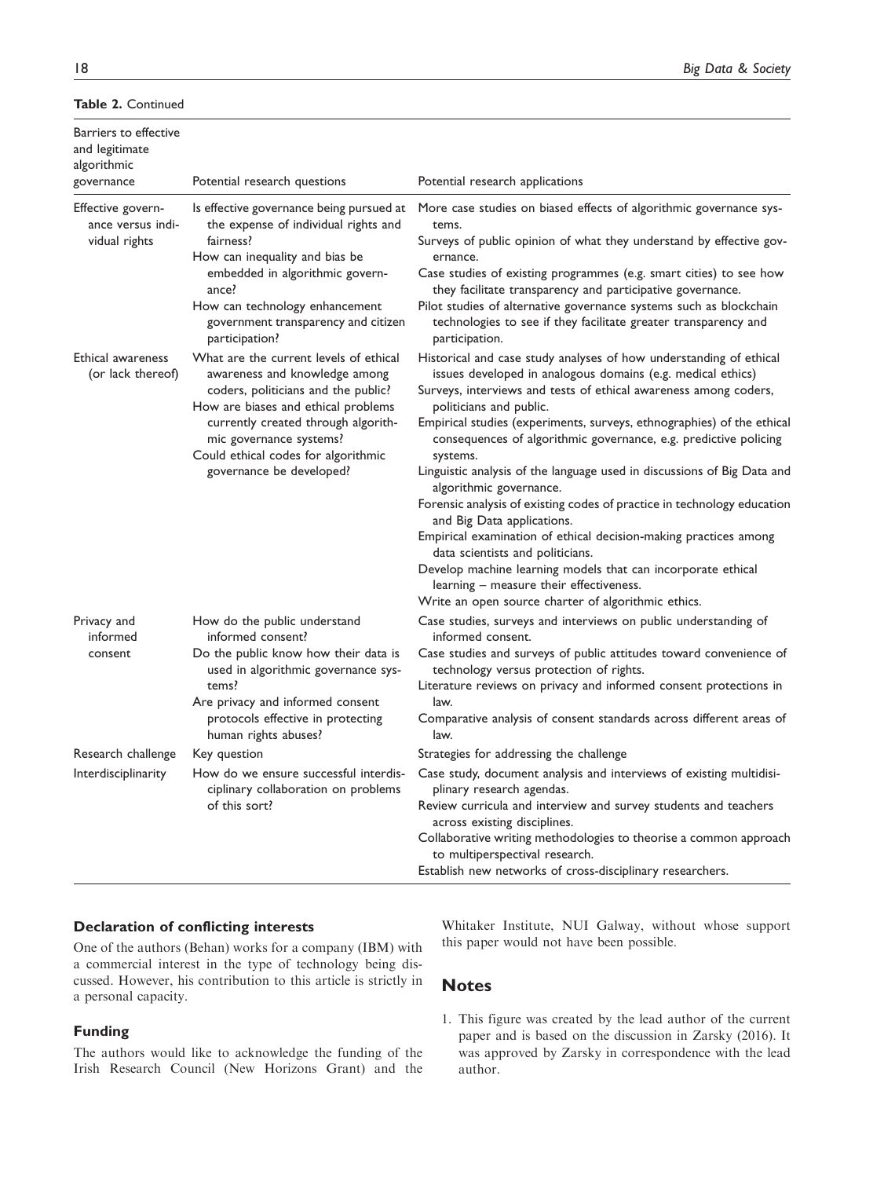**Table 2.** Continued

| Barriers to effective and legitimate algorithmic governance | Potential research questions | Potential research applications |
| --- | --- | --- |
| Effective governance versus individual rights | Is effective governance being pursued at the expense of individual rights and fairness?<br>How can inequality and bias be embedded in algorithmic governance?<br>How can technology enhancement government transparency and citizen participation? | More case studies on biased effects of algorithmic governance systems.<br>Surveys of public opinion of what they understand by effective governance.<br>Case studies of existing programmes (e.g. smart cities) to see how they facilitate transparency and participative governance.<br>Pilot studies of alternative governance systems such as blockchain technologies to see if they facilitate greater transparency and participation. |
| Ethical awareness (or lack thereof) | What are the current levels of ethical awareness and knowledge among coders, politicians and the public?<br>How are biases and ethical problems currently created through algorithmic governance systems?<br>Could ethical codes for algorithmic governance be developed? | Historical and case study analyses of how understanding of ethical issues developed in analogous domains (e.g. medical ethics)<br>Surveys, interviews and tests of ethical awareness among coders, politicians and public.<br>Empirical studies (experiments, surveys, ethnographies) of the ethical consequences of algorithmic governance, e.g. predictive policing systems.<br>Linguistic analysis of the language used in discussions of Big Data and algorithmic governance.<br>Forensic analysis of existing codes of practice in technology education and Big Data applications.<br>Empirical examination of ethical decision-making practices among data scientists and politicians.<br>Develop machine learning models that can incorporate ethical learning – measure their effectiveness.<br>Write an open source charter of algorithmic ethics. |
| Privacy and informed consent | How do the public understand informed consent?<br>Do the public know how their data is used in algorithmic governance systems?<br>Are privacy and informed consent protocols effective in protecting human rights abuses? | Case studies, surveys and interviews on public understanding of informed consent.<br>Case studies and surveys of public attitudes toward convenience of technology versus protection of rights.<br>Literature reviews on privacy and informed consent protections in law.<br>Comparative analysis of consent standards across different areas of law. |
| Research challenge | Key question | Strategies for addressing the challenge |
| Interdisciplinarity | How do we ensure successful interdisciplinary collaboration on problems of this sort? | Case study, document analysis and interviews of existing multidisiplinary research agendas.<br>Review curricula and interview and survey students and teachers across existing disciplines.<br>Collaborative writing methodologies to theorise a common approach to multiperspectival research.<br>Establish new networks of cross-disciplinary researchers. |

### Declaration of conflicting interests

One of the authors (Behan) works for a company (IBM) with a commercial interest in the type of technology being discussed. However, his contribution to this article is strictly in a personal capacity.

### Funding

The authors would like to acknowledge the funding of the Irish Research Council (New Horizons Grant) and the Whitaker Institute, NUI Galway, without whose support this paper would not have been possible.

## Notes

1. This figure was created by the lead author of the current paper and is based on the discussion in Zarsky (2016). It was approved by Zarsky in correspondence with the lead author.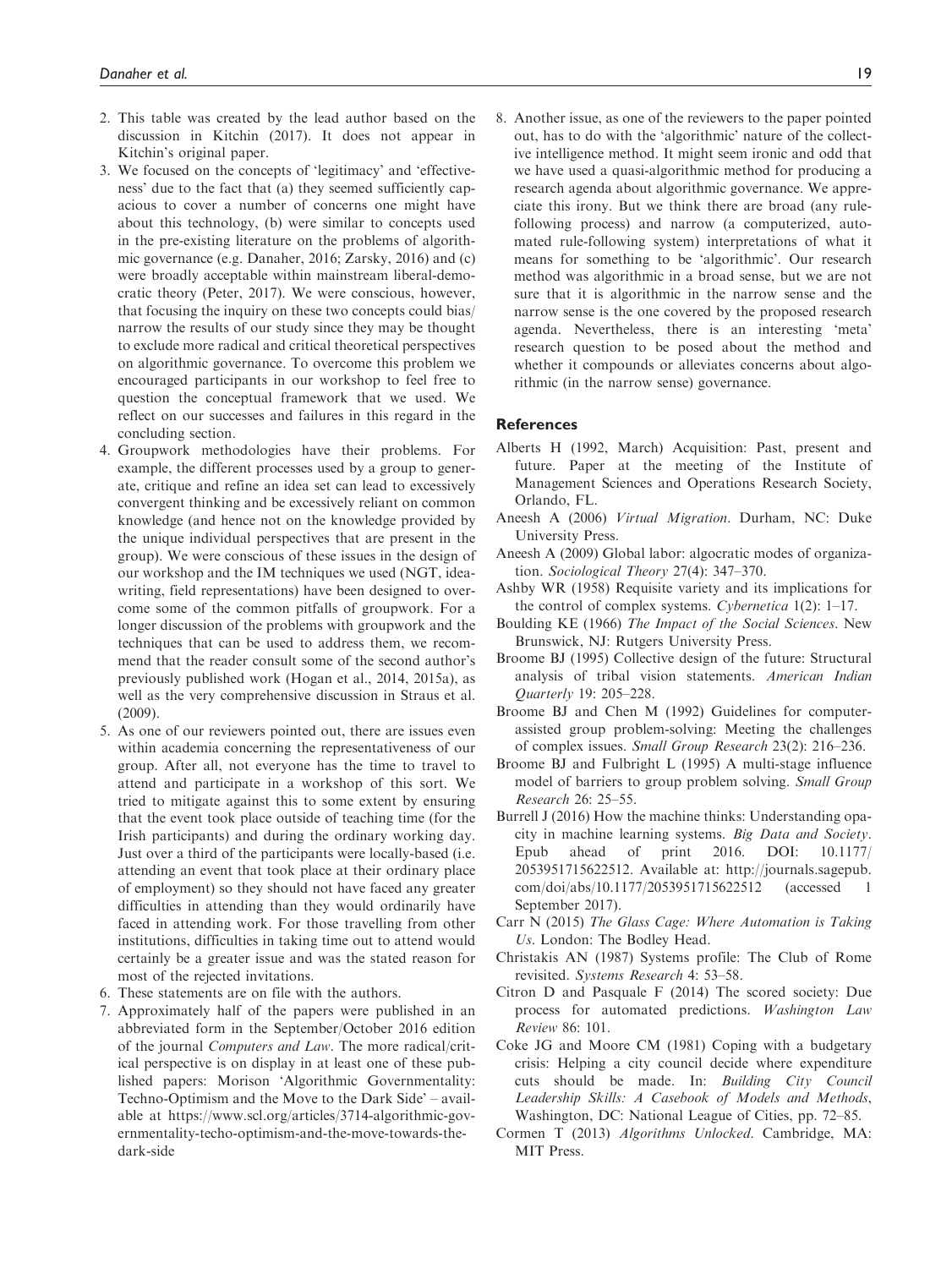2. This table was created by the lead author based on the discussion in Kitchin (2017). It does not appear in Kitchin's original paper.
3. We focused on the concepts of 'legitimacy' and 'effectiveness' due to the fact that (a) they seemed sufficiently capacious to cover a number of concerns one might have about this technology, (b) were similar to concepts used in the pre-existing literature on the problems of algorithmic governance (e.g. Danaher, 2016; Zarsky, 2016) and (c) were broadly acceptable within mainstream liberal-democratic theory (Peter, 2017). We were conscious, however, that focusing the inquiry on these two concepts could bias/narrow the results of our study since they may be thought to exclude more radical and critical theoretical perspectives on algorithmic governance. To overcome this problem we encouraged participants in our workshop to feel free to question the conceptual framework that we used. We reflect on our successes and failures in this regard in the concluding section.
4. Groupwork methodologies have their problems. For example, the different processes used by a group to generate, critique and refine an idea set can lead to excessively convergent thinking and be excessively reliant on common knowledge (and hence not on the knowledge provided by the unique individual perspectives that are present in the group). We were conscious of these issues in the design of our workshop and the IM techniques we used (NGT, idea-writing, field representations) have been designed to overcome some of the common pitfalls of groupwork. For a longer discussion of the problems with groupwork and the techniques that can be used to address them, we recommend that the reader consult some of the second author's previously published work (Hogan et al., 2014, 2015a), as well as the very comprehensive discussion in Straus et al. (2009).
5. As one of our reviewers pointed out, there are issues even within academia concerning the representativeness of our group. After all, not everyone has the time to travel to attend and participate in a workshop of this sort. We tried to mitigate against this to some extent by ensuring that the event took place outside of teaching time (for the Irish participants) and during the ordinary working day. Just over a third of the participants were locally-based (i.e. attending an event that took place at their ordinary place of employment) so they should not have faced any greater difficulties in attending than they would ordinarily have faced in attending work. For those travelling from other institutions, difficulties in taking time out to attend would certainly be a greater issue and was the stated reason for most of the rejected invitations.
6. These statements are on file with the authors.
7. Approximately half of the papers were published in an abbreviated form in the September/October 2016 edition of the journal *Computers and Law*. The more radical/critical perspective is on display in at least one of these published papers: Morison 'Algorithmic Governmentality: Techno-Optimism and the Move to the Dark Side' – available at https://www.scl.org/articles/3714-algorithmic-governmentality-techo-optimism-and-the-move-towards-the-dark-side
8. Another issue, as one of the reviewers to the paper pointed out, has to do with the 'algorithmic' nature of the collective intelligence method. It might seem ironic and odd that we have used a quasi-algorithmic method for producing a research agenda about algorithmic governance. We appreciate this irony. But we think there are broad (any rule-following process) and narrow (a computerized, automated rule-following system) interpretations of what it means for something to be 'algorithmic'. Our research method was algorithmic in a broad sense, but we are not sure that it is algorithmic in the narrow sense and the narrow sense is the one covered by the proposed research agenda. Nevertheless, there is an interesting 'meta' research question to be posed about the method and whether it compounds or alleviates concerns about algorithmic (in the narrow sense) governance.

## References

Alberts H (1992, March) Acquisition: Past, present and future. Paper at the meeting of the Institute of Management Sciences and Operations Research Society, Orlando, FL.

Aneesh A (2006) *Virtual Migration*. Durham, NC: Duke University Press.

Aneesh A (2009) Global labor: algocratic modes of organization. *Sociological Theory* 27(4): 347–370.

Ashby WR (1958) Requisite variety and its implications for the control of complex systems. *Cybernetica* 1(2): 1–17.

Boulding KE (1966) *The Impact of the Social Sciences*. New Brunswick, NJ: Rutgers University Press.

Broome BJ (1995) Collective design of the future: Structural analysis of tribal vision statements. *American Indian Quarterly* 19: 205–228.

Broome BJ and Chen M (1992) Guidelines for computer-assisted group problem-solving: Meeting the challenges of complex issues. *Small Group Research* 23(2): 216–236.

Broome BJ and Fulbright L (1995) A multi-stage influence model of barriers to group problem solving. *Small Group Research* 26: 25–55.

Burrell J (2016) How the machine thinks: Understanding opacity in machine learning systems. *Big Data and Society*. Epub ahead of print 2016. DOI: 10.1177/2053951715622512. Available at: http://journals.sagepub.com/doi/abs/10.1177/2053951715622512 (accessed 1 September 2017).

Carr N (2015) *The Glass Cage: Where Automation is Taking Us*. London: The Bodley Head.

Christakis AN (1987) Systems profile: The Club of Rome revisited. *Systems Research* 4: 53–58.

Citron D and Pasquale F (2014) The scored society: Due process for automated predictions. *Washington Law Review* 86: 101.

Coke JG and Moore CM (1981) Coping with a budgetary crisis: Helping a city council decide where expenditure cuts should be made. In: *Building City Council Leadership Skills: A Casebook of Models and Methods*, Washington, DC: National League of Cities, pp. 72–85.

Cormen T (2013) *Algorithms Unlocked*. Cambridge, MA: MIT Press.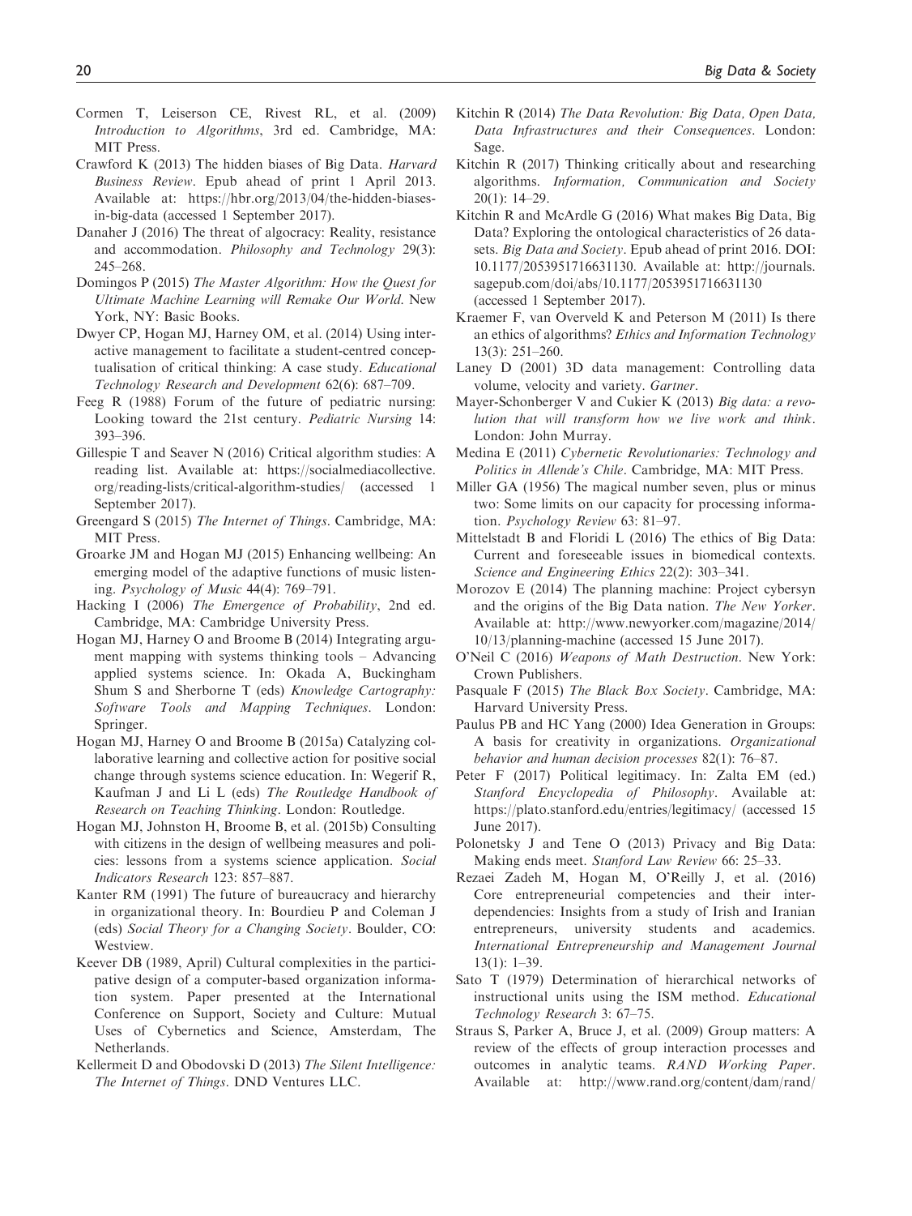Cormen T, Leiserson CE, Rivest RL, et al. (2009) *Introduction to Algorithms*, 3rd ed. Cambridge, MA: MIT Press.

Crawford K (2013) The hidden biases of Big Data. *Harvard Business Review*. Epub ahead of print 1 April 2013. Available at: https://hbr.org/2013/04/the-hidden-biases-in-big-data (accessed 1 September 2017).

Danaher J (2016) The threat of algocracy: Reality, resistance and accommodation. *Philosophy and Technology* 29(3): 245–268.

Domingos P (2015) *The Master Algorithm: How the Quest for Ultimate Machine Learning will Remake Our World*. New York, NY: Basic Books.

Dwyer CP, Hogan MJ, Harney OM, et al. (2014) Using interactive management to facilitate a student-centred conceptualisation of critical thinking: A case study. *Educational Technology Research and Development* 62(6): 687–709.

Feeg R (1988) Forum of the future of pediatric nursing: Looking toward the 21st century. *Pediatric Nursing* 14: 393–396.

Gillespie T and Seaver N (2016) Critical algorithm studies: A reading list. Available at: https://socialmediacollective.org/reading-lists/critical-algorithm-studies/ (accessed 1 September 2017).

Greengard S (2015) *The Internet of Things*. Cambridge, MA: MIT Press.

Groarke JM and Hogan MJ (2015) Enhancing wellbeing: An emerging model of the adaptive functions of music listening. *Psychology of Music* 44(4): 769–791.

Hacking I (2006) *The Emergence of Probability*, 2nd ed. Cambridge, MA: Cambridge University Press.

Hogan MJ, Harney O and Broome B (2014) Integrating argument mapping with systems thinking tools – Advancing applied systems science. In: Okada A, Buckingham Shum S and Sherborne T (eds) *Knowledge Cartography: Software Tools and Mapping Techniques*. London: Springer.

Hogan MJ, Harney O and Broome B (2015a) Catalyzing collaborative learning and collective action for positive social change through systems science education. In: Wegerif R, Kaufman J and Li L (eds) *The Routledge Handbook of Research on Teaching Thinking*. London: Routledge.

Hogan MJ, Johnston H, Broome B, et al. (2015b) Consulting with citizens in the design of wellbeing measures and policies: lessons from a systems science application. *Social Indicators Research* 123: 857–887.

Kanter RM (1991) The future of bureaucracy and hierarchy in organizational theory. In: Bourdieu P and Coleman J (eds) *Social Theory for a Changing Society*. Boulder, CO: Westview.

Keever DB (1989, April) Cultural complexities in the participative design of a computer-based organization information system. Paper presented at the International Conference on Support, Society and Culture: Mutual Uses of Cybernetics and Science, Amsterdam, The Netherlands.

Kellermeit D and Obodovski D (2013) *The Silent Intelligence: The Internet of Things*. DND Ventures LLC.

Kitchin R (2014) *The Data Revolution: Big Data, Open Data, Data Infrastructures and their Consequences*. London: Sage.

Kitchin R (2017) Thinking critically about and researching algorithms. *Information, Communication and Society* 20(1): 14–29.

Kitchin R and McArdle G (2016) What makes Big Data, Big Data? Exploring the ontological characteristics of 26 datasets. *Big Data and Society*. Epub ahead of print 2016. DOI: 10.1177/2053951716631130. Available at: http://journals.sagepub.com/doi/abs/10.1177/2053951716631130 (accessed 1 September 2017).

Kraemer F, van Overveld K and Peterson M (2011) Is there an ethics of algorithms? *Ethics and Information Technology* 13(3): 251–260.

Laney D (2001) 3D data management: Controlling data volume, velocity and variety. *Gartner*.

Mayer-Schonberger V and Cukier K (2013) *Big data: a revolution that will transform how we live work and think*. London: John Murray.

Medina E (2011) *Cybernetic Revolutionaries: Technology and Politics in Allende's Chile*. Cambridge, MA: MIT Press.

Miller GA (1956) The magical number seven, plus or minus two: Some limits on our capacity for processing information. *Psychology Review* 63: 81–97.

Mittelstadt B and Floridi L (2016) The ethics of Big Data: Current and foreseeable issues in biomedical contexts. *Science and Engineering Ethics* 22(2): 303–341.

Morozov E (2014) The planning machine: Project cybersyn and the origins of the Big Data nation. *The New Yorker*. Available at: http://www.newyorker.com/magazine/2014/10/13/planning-machine (accessed 15 June 2017).

O'Neil C (2016) *Weapons of Math Destruction*. New York: Crown Publishers.

Pasquale F (2015) *The Black Box Society*. Cambridge, MA: Harvard University Press.

Paulus PB and HC Yang (2000) Idea Generation in Groups: A basis for creativity in organizations. *Organizational behavior and human decision processes* 82(1): 76–87.

Peter F (2017) Political legitimacy. In: Zalta EM (ed.) *Stanford Encyclopedia of Philosophy*. Available at: https://plato.stanford.edu/entries/legitimacy/ (accessed 15 June 2017).

Polonetsky J and Tene O (2013) Privacy and Big Data: Making ends meet. *Stanford Law Review* 66: 25–33.

Rezaei Zadeh M, Hogan M, O'Reilly J, et al. (2016) Core entrepreneurial competencies and their interdependencies: Insights from a study of Irish and Iranian entrepreneurs, university students and academics. *International Entrepreneurship and Management Journal* 13(1): 1–39.

Sato T (1979) Determination of hierarchical networks of instructional units using the ISM method. *Educational Technology Research* 3: 67–75.

Straus S, Parker A, Bruce J, et al. (2009) Group matters: A review of the effects of group interaction processes and outcomes in analytic teams. *RAND Working Paper*. Available at: http://www.rand.org/content/dam/rand/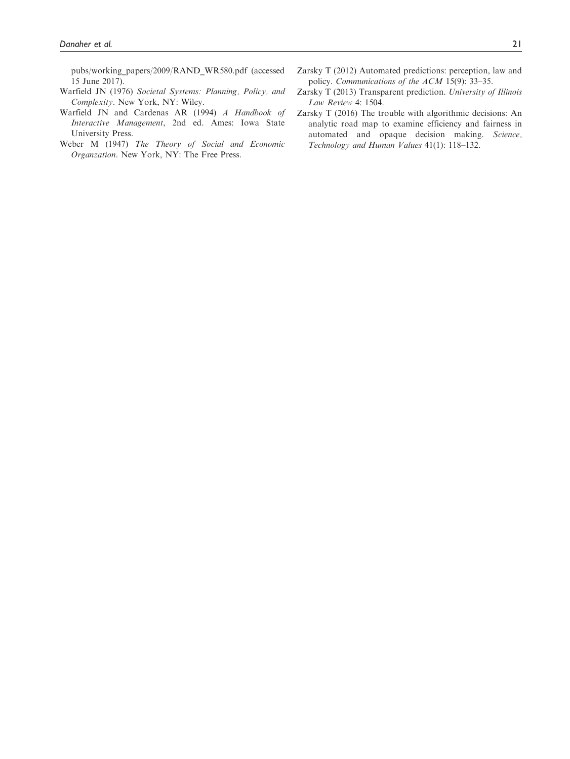pubs/working_papers/2009/RAND_WR580.pdf (accessed 15 June 2017).

Warfield JN (1976) *Societal Systems: Planning, Policy, and Complexity*. New York, NY: Wiley.

Warfield JN and Cardenas AR (1994) *A Handbook of Interactive Management*, 2nd ed. Ames: Iowa State University Press.

Weber M (1947) *The Theory of Social and Economic Organzation*. New York, NY: The Free Press.

Zarsky T (2012) Automated predictions: perception, law and policy. *Communications of the ACM* 15(9): 33–35.

Zarsky T (2013) Transparent prediction. *University of Illinois Law Review* 4: 1504.

Zarsky T (2016) The trouble with algorithmic decisions: An analytic road map to examine efficiency and fairness in automated and opaque decision making. *Science, Technology and Human Values* 41(1): 118–132.